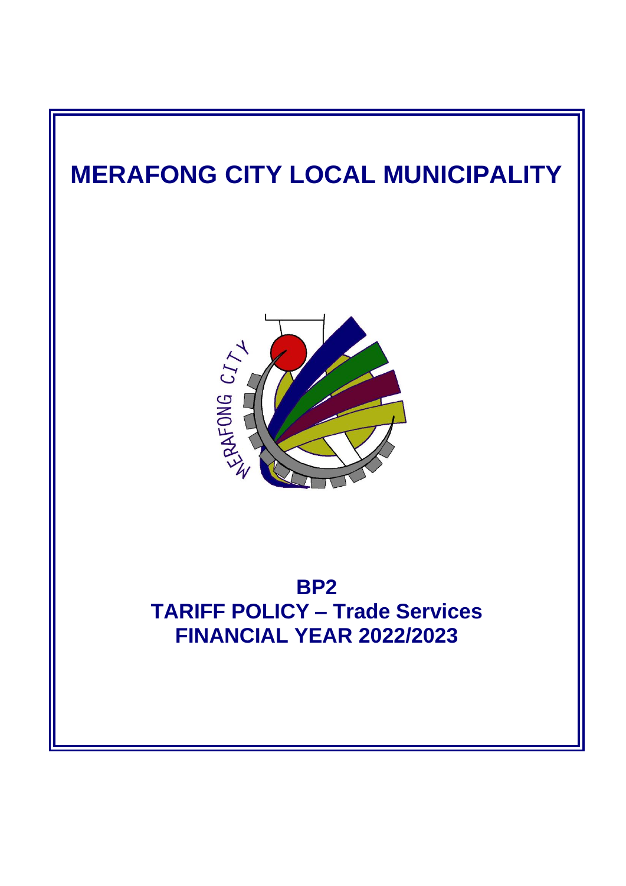# MERAFONG CITY LOCAL MUNICIPALITY

## BP2
## TARIFF POLICY – Trade Services
## FINANCIAL YEAR 2022/2023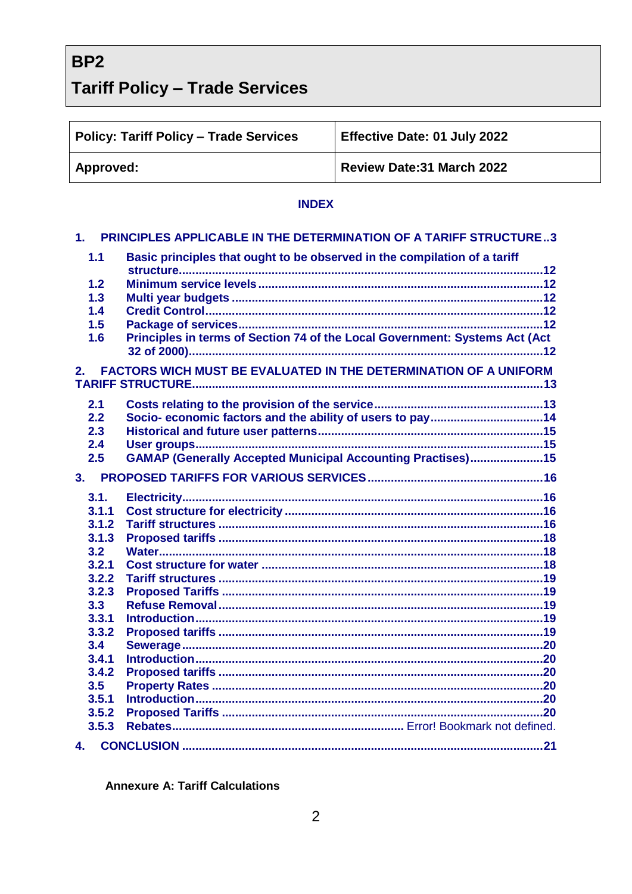# BP2

# Tariff Policy – Trade Services

| Policy: Tariff Policy – Trade Services | Effective Date: 01 July 2022 |
|---|---|
| Approved: | Review Date:31 March 2022 |

**INDEX**

1. PRINCIPLES APPLICABLE IN THE DETERMINATION OF A TARIFF STRUCTURE..3
   - 1.1 Basic principles that ought to be observed in the compilation of a tariff structure..........12
   - 1.2 Minimum service levels..........12
   - 1.3 Multi year budgets..........12
   - 1.4 Credit Control..........12
   - 1.5 Package of services..........12
   - 1.6 Principles in terms of Section 74 of the Local Government: Systems Act (Act 32 of 2000)..........12
2. FACTORS WICH MUST BE EVALUATED IN THE DETERMINATION OF A UNIFORM TARIFF STRUCTURE..........13
   - 2.1 Costs relating to the provision of the service..........13
   - 2.2 Socio- economic factors and the ability of users to pay..........14
   - 2.3 Historical and future user patterns..........15
   - 2.4 User groups..........15
   - 2.5 GAMAP (Generally Accepted Municipal Accounting Practises)..........15
3. PROPOSED TARIFFS FOR VARIOUS SERVICES..........16
   - 3.1. Electricity..........16
   - 3.1.1 Cost structure for electricity..........16
   - 3.1.2 Tariff structures..........16
   - 3.1.3 Proposed tariffs..........18
   - 3.2 Water..........18
   - 3.2.1 Cost structure for water..........18
   - 3.2.2 Tariff structures..........19
   - 3.2.3 Proposed Tariffs..........19
   - 3.3 Refuse Removal..........19
   - 3.3.1 Introduction..........19
   - 3.3.2 Proposed tariffs..........19
   - 3.4 Sewerage..........20
   - 3.4.1 Introduction..........20
   - 3.4.2 Proposed tariffs..........20
   - 3.5 Property Rates..........20
   - 3.5.1 Introduction..........20
   - 3.5.2 Proposed Tariffs..........20
   - 3.5.3 Rebates.......... Error! Bookmark not defined.
4. CONCLUSION..........21

**Annexure A: Tariff Calculations**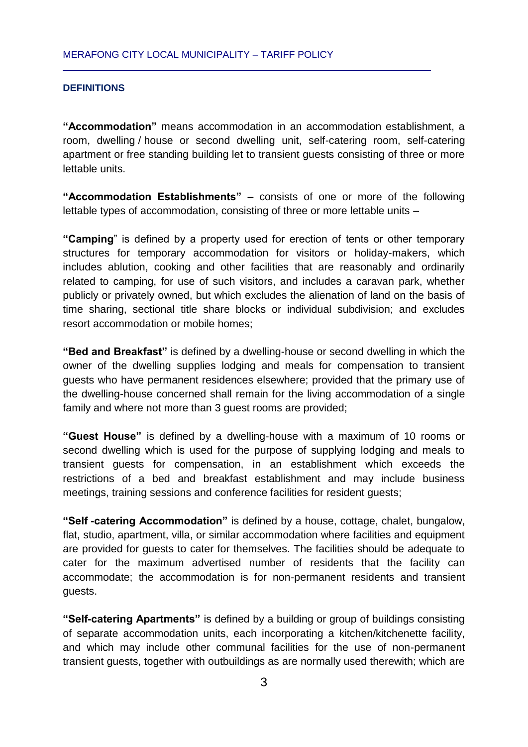## DEFINITIONS

**"Accommodation"** means accommodation in an accommodation establishment, a room, dwelling / house or second dwelling unit, self-catering room, self-catering apartment or free standing building let to transient guests consisting of three or more lettable units.

**"Accommodation Establishments"** – consists of one or more of the following lettable types of accommodation, consisting of three or more lettable units –

**"Camping**" is defined by a property used for erection of tents or other temporary structures for temporary accommodation for visitors or holiday-makers, which includes ablution, cooking and other facilities that are reasonably and ordinarily related to camping, for use of such visitors, and includes a caravan park, whether publicly or privately owned, but which excludes the alienation of land on the basis of time sharing, sectional title share blocks or individual subdivision; and excludes resort accommodation or mobile homes;

**"Bed and Breakfast"** is defined by a dwelling-house or second dwelling in which the owner of the dwelling supplies lodging and meals for compensation to transient guests who have permanent residences elsewhere; provided that the primary use of the dwelling-house concerned shall remain for the living accommodation of a single family and where not more than 3 guest rooms are provided;

**"Guest House"** is defined by a dwelling-house with a maximum of 10 rooms or second dwelling which is used for the purpose of supplying lodging and meals to transient guests for compensation, in an establishment which exceeds the restrictions of a bed and breakfast establishment and may include business meetings, training sessions and conference facilities for resident guests;

**"Self -catering Accommodation"** is defined by a house, cottage, chalet, bungalow, flat, studio, apartment, villa, or similar accommodation where facilities and equipment are provided for guests to cater for themselves. The facilities should be adequate to cater for the maximum advertised number of residents that the facility can accommodate; the accommodation is for non-permanent residents and transient guests.

**"Self-catering Apartments"** is defined by a building or group of buildings consisting of separate accommodation units, each incorporating a kitchen/kitchenette facility, and which may include other communal facilities for the use of non-permanent transient guests, together with outbuildings as are normally used therewith; which are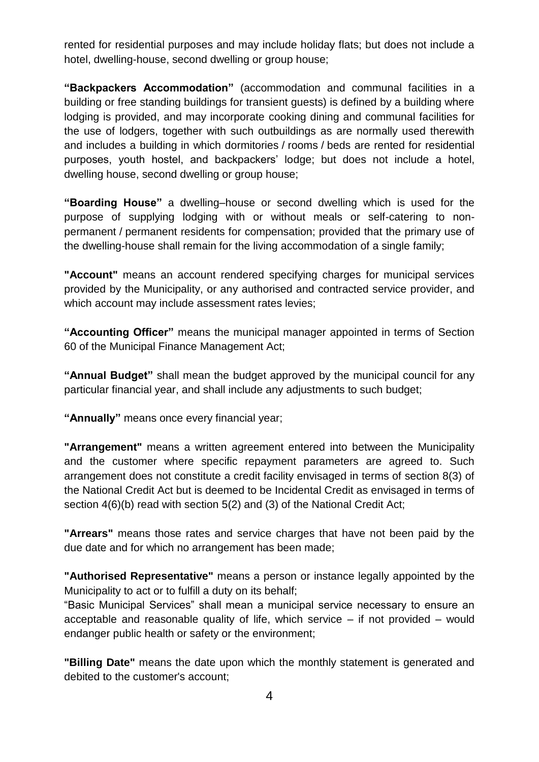rented for residential purposes and may include holiday flats; but does not include a hotel, dwelling-house, second dwelling or group house;

**"Backpackers Accommodation"** (accommodation and communal facilities in a building or free standing buildings for transient guests) is defined by a building where lodging is provided, and may incorporate cooking dining and communal facilities for the use of lodgers, together with such outbuildings as are normally used therewith and includes a building in which dormitories / rooms / beds are rented for residential purposes, youth hostel, and backpackers' lodge; but does not include a hotel, dwelling house, second dwelling or group house;

**"Boarding House"** a dwelling–house or second dwelling which is used for the purpose of supplying lodging with or without meals or self-catering to non-permanent / permanent residents for compensation; provided that the primary use of the dwelling-house shall remain for the living accommodation of a single family;

**"Account"** means an account rendered specifying charges for municipal services provided by the Municipality, or any authorised and contracted service provider, and which account may include assessment rates levies;

**"Accounting Officer"** means the municipal manager appointed in terms of Section 60 of the Municipal Finance Management Act;

**"Annual Budget"** shall mean the budget approved by the municipal council for any particular financial year, and shall include any adjustments to such budget;

**"Annually"** means once every financial year;

**"Arrangement"** means a written agreement entered into between the Municipality and the customer where specific repayment parameters are agreed to. Such arrangement does not constitute a credit facility envisaged in terms of section 8(3) of the National Credit Act but is deemed to be Incidental Credit as envisaged in terms of section 4(6)(b) read with section 5(2) and (3) of the National Credit Act;

**"Arrears"** means those rates and service charges that have not been paid by the due date and for which no arrangement has been made;

**"Authorised Representative"** means a person or instance legally appointed by the Municipality to act or to fulfill a duty on its behalf;

"Basic Municipal Services" shall mean a municipal service necessary to ensure an acceptable and reasonable quality of life, which service – if not provided – would endanger public health or safety or the environment;

**"Billing Date"** means the date upon which the monthly statement is generated and debited to the customer's account;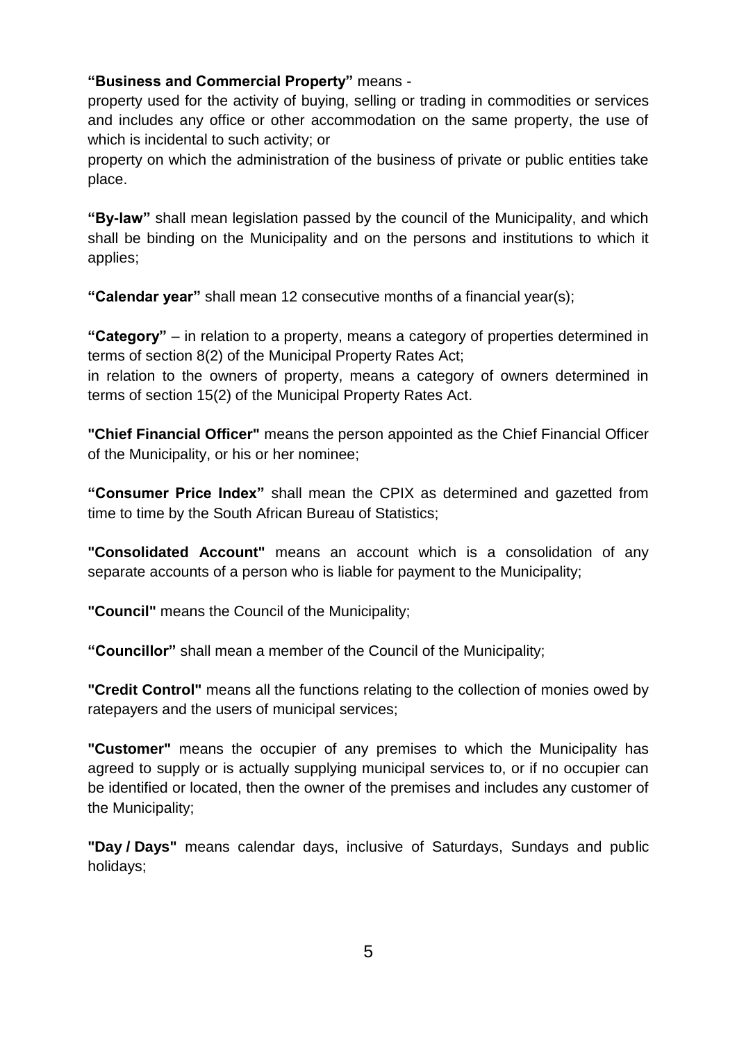**"Business and Commercial Property"** means -

property used for the activity of buying, selling or trading in commodities or services and includes any office or other accommodation on the same property, the use of which is incidental to such activity; or

property on which the administration of the business of private or public entities take place.

**"By-law"** shall mean legislation passed by the council of the Municipality, and which shall be binding on the Municipality and on the persons and institutions to which it applies;

**"Calendar year"** shall mean 12 consecutive months of a financial year(s);

**"Category"** – in relation to a property, means a category of properties determined in terms of section 8(2) of the Municipal Property Rates Act;

in relation to the owners of property, means a category of owners determined in terms of section 15(2) of the Municipal Property Rates Act.

**"Chief Financial Officer"** means the person appointed as the Chief Financial Officer of the Municipality, or his or her nominee;

**"Consumer Price Index"** shall mean the CPIX as determined and gazetted from time to time by the South African Bureau of Statistics;

**"Consolidated Account"** means an account which is a consolidation of any separate accounts of a person who is liable for payment to the Municipality;

**"Council"** means the Council of the Municipality;

**"Councillor"** shall mean a member of the Council of the Municipality;

**"Credit Control"** means all the functions relating to the collection of monies owed by ratepayers and the users of municipal services;

**"Customer"** means the occupier of any premises to which the Municipality has agreed to supply or is actually supplying municipal services to, or if no occupier can be identified or located, then the owner of the premises and includes any customer of the Municipality;

**"Day / Days"** means calendar days, inclusive of Saturdays, Sundays and public holidays;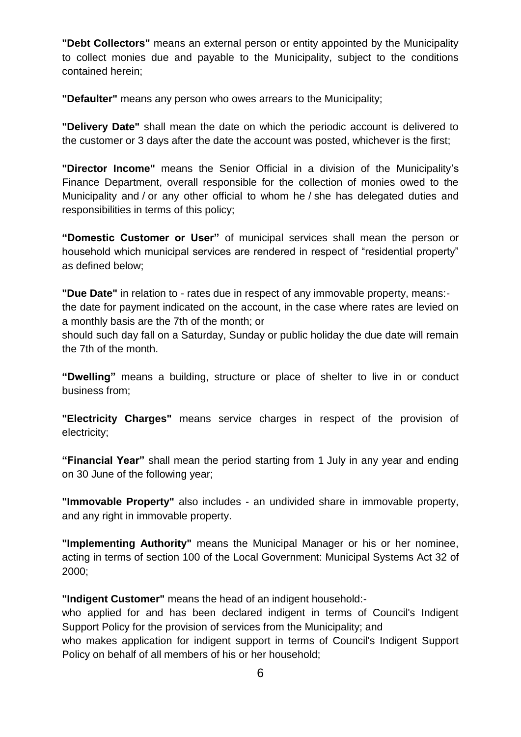**"Debt Collectors"** means an external person or entity appointed by the Municipality to collect monies due and payable to the Municipality, subject to the conditions contained herein;

**"Defaulter"** means any person who owes arrears to the Municipality;

**"Delivery Date"** shall mean the date on which the periodic account is delivered to the customer or 3 days after the date the account was posted, whichever is the first;

**"Director Income"** means the Senior Official in a division of the Municipality's Finance Department, overall responsible for the collection of monies owed to the Municipality and / or any other official to whom he / she has delegated duties and responsibilities in terms of this policy;

**"Domestic Customer or User"** of municipal services shall mean the person or household which municipal services are rendered in respect of "residential property" as defined below;

**"Due Date"** in relation to - rates due in respect of any immovable property, means:-
the date for payment indicated on the account, in the case where rates are levied on a monthly basis are the 7th of the month; or
should such day fall on a Saturday, Sunday or public holiday the due date will remain the 7th of the month.

**"Dwelling"** means a building, structure or place of shelter to live in or conduct business from;

**"Electricity Charges"** means service charges in respect of the provision of electricity;

**"Financial Year"** shall mean the period starting from 1 July in any year and ending on 30 June of the following year;

**"Immovable Property"** also includes - an undivided share in immovable property, and any right in immovable property.

**"Implementing Authority"** means the Municipal Manager or his or her nominee, acting in terms of section 100 of the Local Government: Municipal Systems Act 32 of 2000;

**"Indigent Customer"** means the head of an indigent household:-
who applied for and has been declared indigent in terms of Council's Indigent Support Policy for the provision of services from the Municipality; and
who makes application for indigent support in terms of Council's Indigent Support Policy on behalf of all members of his or her household;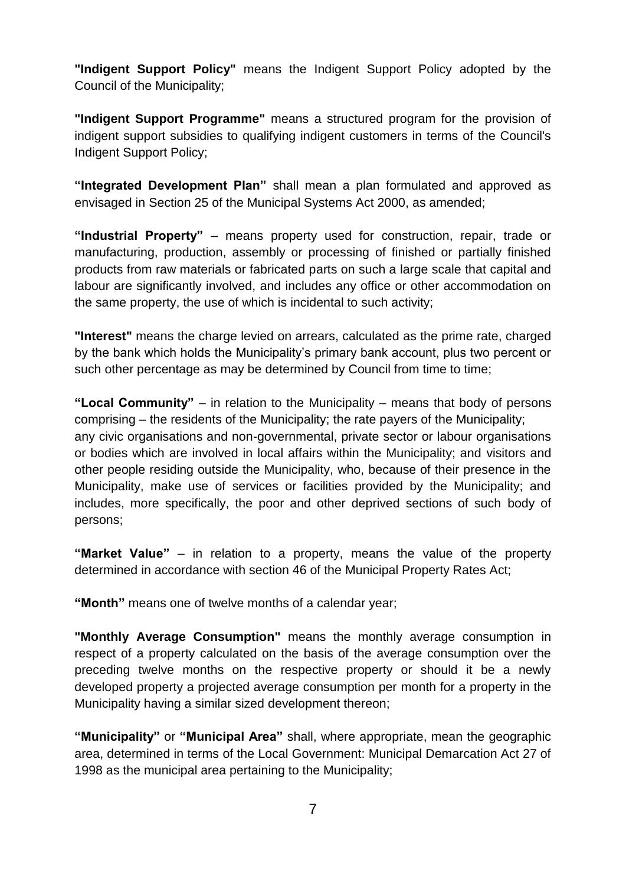**"Indigent Support Policy"** means the Indigent Support Policy adopted by the Council of the Municipality;

**"Indigent Support Programme"** means a structured program for the provision of indigent support subsidies to qualifying indigent customers in terms of the Council's Indigent Support Policy;

**"Integrated Development Plan"** shall mean a plan formulated and approved as envisaged in Section 25 of the Municipal Systems Act 2000, as amended;

**"Industrial Property"** – means property used for construction, repair, trade or manufacturing, production, assembly or processing of finished or partially finished products from raw materials or fabricated parts on such a large scale that capital and labour are significantly involved, and includes any office or other accommodation on the same property, the use of which is incidental to such activity;

**"Interest"** means the charge levied on arrears, calculated as the prime rate, charged by the bank which holds the Municipality's primary bank account, plus two percent or such other percentage as may be determined by Council from time to time;

**"Local Community"** – in relation to the Municipality – means that body of persons comprising – the residents of the Municipality; the rate payers of the Municipality; any civic organisations and non-governmental, private sector or labour organisations or bodies which are involved in local affairs within the Municipality; and visitors and other people residing outside the Municipality, who, because of their presence in the Municipality, make use of services or facilities provided by the Municipality; and includes, more specifically, the poor and other deprived sections of such body of persons;

**"Market Value"** – in relation to a property, means the value of the property determined in accordance with section 46 of the Municipal Property Rates Act;

**"Month"** means one of twelve months of a calendar year;

**"Monthly Average Consumption"** means the monthly average consumption in respect of a property calculated on the basis of the average consumption over the preceding twelve months on the respective property or should it be a newly developed property a projected average consumption per month for a property in the Municipality having a similar sized development thereon;

**"Municipality"** or **"Municipal Area"** shall, where appropriate, mean the geographic area, determined in terms of the Local Government: Municipal Demarcation Act 27 of 1998 as the municipal area pertaining to the Municipality;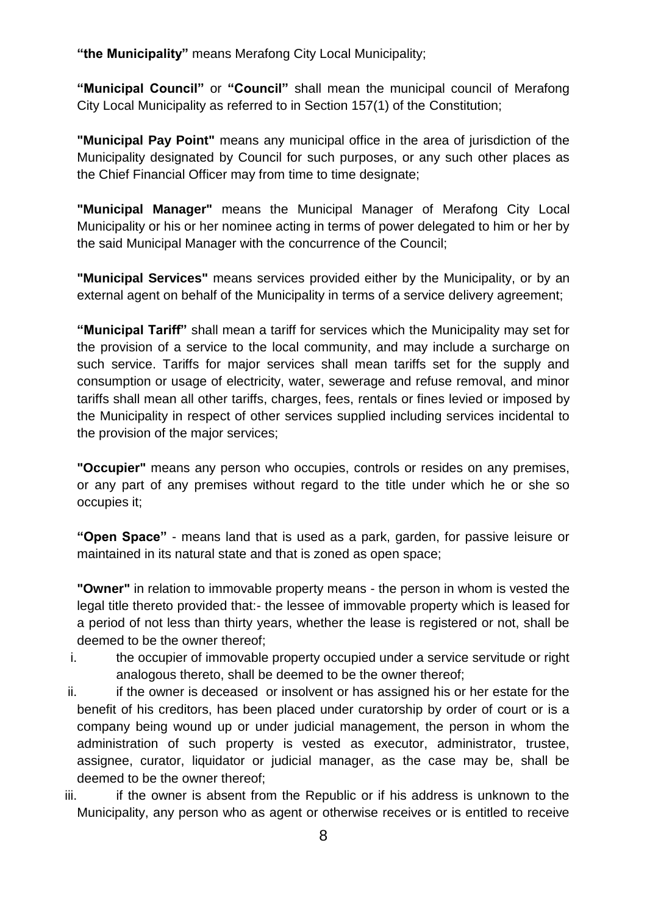**"the Municipality"** means Merafong City Local Municipality;

**"Municipal Council"** or **"Council"** shall mean the municipal council of Merafong City Local Municipality as referred to in Section 157(1) of the Constitution;

**"Municipal Pay Point"** means any municipal office in the area of jurisdiction of the Municipality designated by Council for such purposes, or any such other places as the Chief Financial Officer may from time to time designate;

**"Municipal Manager"** means the Municipal Manager of Merafong City Local Municipality or his or her nominee acting in terms of power delegated to him or her by the said Municipal Manager with the concurrence of the Council;

**"Municipal Services"** means services provided either by the Municipality, or by an external agent on behalf of the Municipality in terms of a service delivery agreement;

**"Municipal Tariff"** shall mean a tariff for services which the Municipality may set for the provision of a service to the local community, and may include a surcharge on such service. Tariffs for major services shall mean tariffs set for the supply and consumption or usage of electricity, water, sewerage and refuse removal, and minor tariffs shall mean all other tariffs, charges, fees, rentals or fines levied or imposed by the Municipality in respect of other services supplied including services incidental to the provision of the major services;

**"Occupier"** means any person who occupies, controls or resides on any premises, or any part of any premises without regard to the title under which he or she so occupies it;

**"Open Space"** - means land that is used as a park, garden, for passive leisure or maintained in its natural state and that is zoned as open space;

**"Owner"** in relation to immovable property means - the person in whom is vested the legal title thereto provided that:- the lessee of immovable property which is leased for a period of not less than thirty years, whether the lease is registered or not, shall be deemed to be the owner thereof;

i. the occupier of immovable property occupied under a service servitude or right analogous thereto, shall be deemed to be the owner thereof;

ii. if the owner is deceased or insolvent or has assigned his or her estate for the benefit of his creditors, has been placed under curatorship by order of court or is a company being wound up or under judicial management, the person in whom the administration of such property is vested as executor, administrator, trustee, assignee, curator, liquidator or judicial manager, as the case may be, shall be deemed to be the owner thereof;

iii. if the owner is absent from the Republic or if his address is unknown to the Municipality, any person who as agent or otherwise receives or is entitled to receive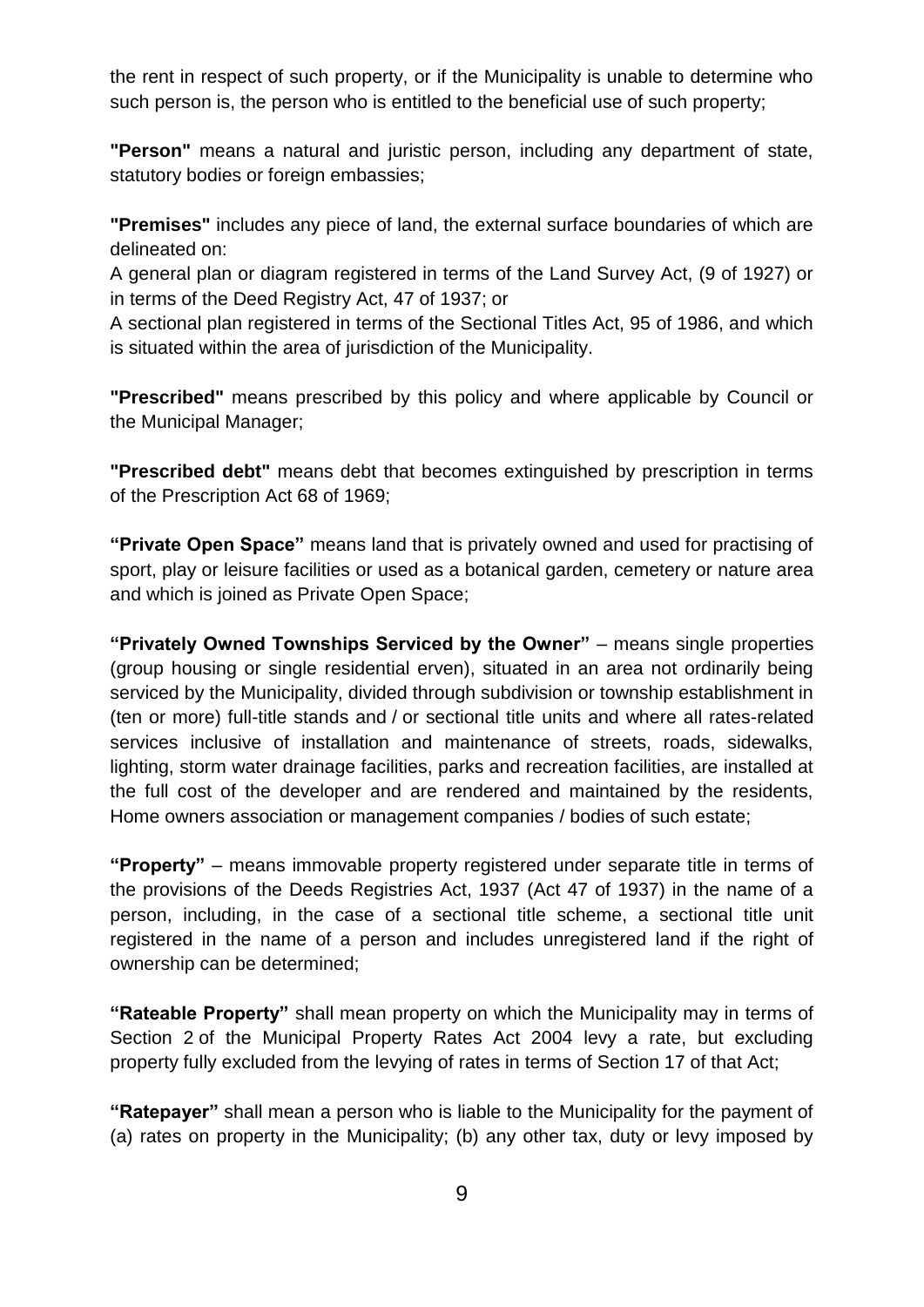the rent in respect of such property, or if the Municipality is unable to determine who such person is, the person who is entitled to the beneficial use of such property;

**"Person"** means a natural and juristic person, including any department of state, statutory bodies or foreign embassies;

**"Premises"** includes any piece of land, the external surface boundaries of which are delineated on:

A general plan or diagram registered in terms of the Land Survey Act, (9 of 1927) or in terms of the Deed Registry Act, 47 of 1937; or

A sectional plan registered in terms of the Sectional Titles Act, 95 of 1986, and which is situated within the area of jurisdiction of the Municipality.

**"Prescribed"** means prescribed by this policy and where applicable by Council or the Municipal Manager;

**"Prescribed debt"** means debt that becomes extinguished by prescription in terms of the Prescription Act 68 of 1969;

**"Private Open Space"** means land that is privately owned and used for practising of sport, play or leisure facilities or used as a botanical garden, cemetery or nature area and which is joined as Private Open Space;

**"Privately Owned Townships Serviced by the Owner"** – means single properties (group housing or single residential erven), situated in an area not ordinarily being serviced by the Municipality, divided through subdivision or township establishment in (ten or more) full-title stands and / or sectional title units and where all rates-related services inclusive of installation and maintenance of streets, roads, sidewalks, lighting, storm water drainage facilities, parks and recreation facilities, are installed at the full cost of the developer and are rendered and maintained by the residents, Home owners association or management companies / bodies of such estate;

**"Property"** – means immovable property registered under separate title in terms of the provisions of the Deeds Registries Act, 1937 (Act 47 of 1937) in the name of a person, including, in the case of a sectional title scheme, a sectional title unit registered in the name of a person and includes unregistered land if the right of ownership can be determined;

**"Rateable Property"** shall mean property on which the Municipality may in terms of Section 2 of the Municipal Property Rates Act 2004 levy a rate, but excluding property fully excluded from the levying of rates in terms of Section 17 of that Act;

**"Ratepayer"** shall mean a person who is liable to the Municipality for the payment of (a) rates on property in the Municipality; (b) any other tax, duty or levy imposed by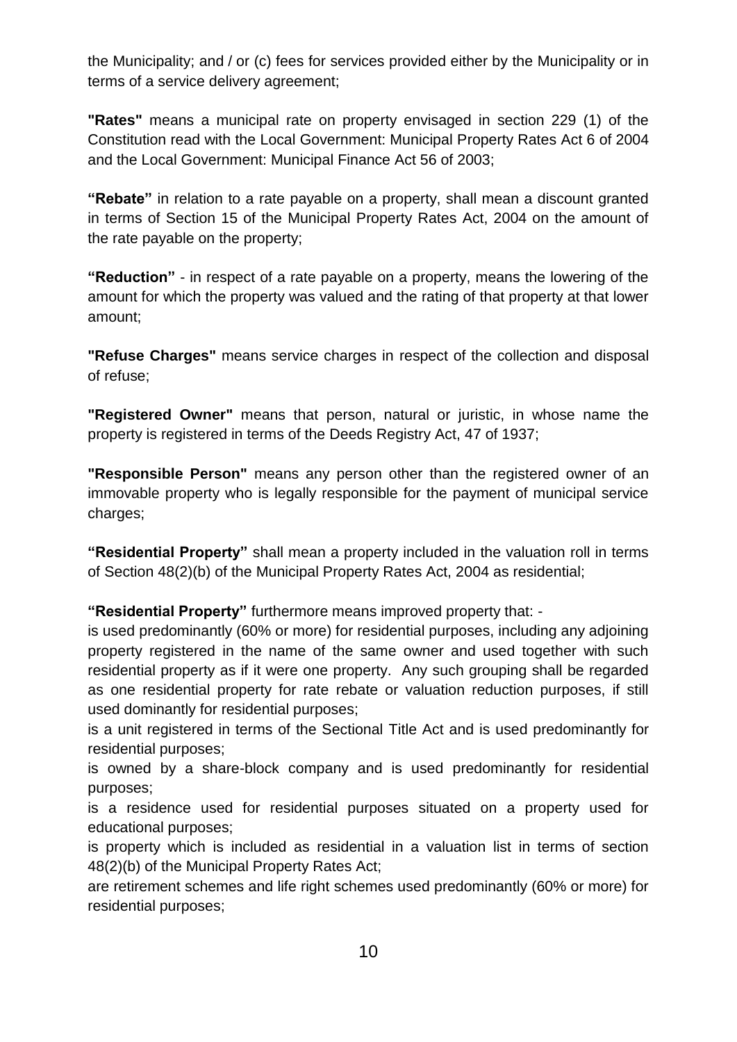the Municipality; and / or (c) fees for services provided either by the Municipality or in terms of a service delivery agreement;

**"Rates"** means a municipal rate on property envisaged in section 229 (1) of the Constitution read with the Local Government: Municipal Property Rates Act 6 of 2004 and the Local Government: Municipal Finance Act 56 of 2003;

**"Rebate"** in relation to a rate payable on a property, shall mean a discount granted in terms of Section 15 of the Municipal Property Rates Act, 2004 on the amount of the rate payable on the property;

**"Reduction"** - in respect of a rate payable on a property, means the lowering of the amount for which the property was valued and the rating of that property at that lower amount;

**"Refuse Charges"** means service charges in respect of the collection and disposal of refuse;

**"Registered Owner"** means that person, natural or juristic, in whose name the property is registered in terms of the Deeds Registry Act, 47 of 1937;

**"Responsible Person"** means any person other than the registered owner of an immovable property who is legally responsible for the payment of municipal service charges;

**"Residential Property"** shall mean a property included in the valuation roll in terms of Section 48(2)(b) of the Municipal Property Rates Act, 2004 as residential;

**"Residential Property"** furthermore means improved property that: -

is used predominantly (60% or more) for residential purposes, including any adjoining property registered in the name of the same owner and used together with such residential property as if it were one property. Any such grouping shall be regarded as one residential property for rate rebate or valuation reduction purposes, if still used dominantly for residential purposes;

is a unit registered in terms of the Sectional Title Act and is used predominantly for residential purposes;

is owned by a share-block company and is used predominantly for residential purposes;

is a residence used for residential purposes situated on a property used for educational purposes;

is property which is included as residential in a valuation list in terms of section 48(2)(b) of the Municipal Property Rates Act;

are retirement schemes and life right schemes used predominantly (60% or more) for residential purposes;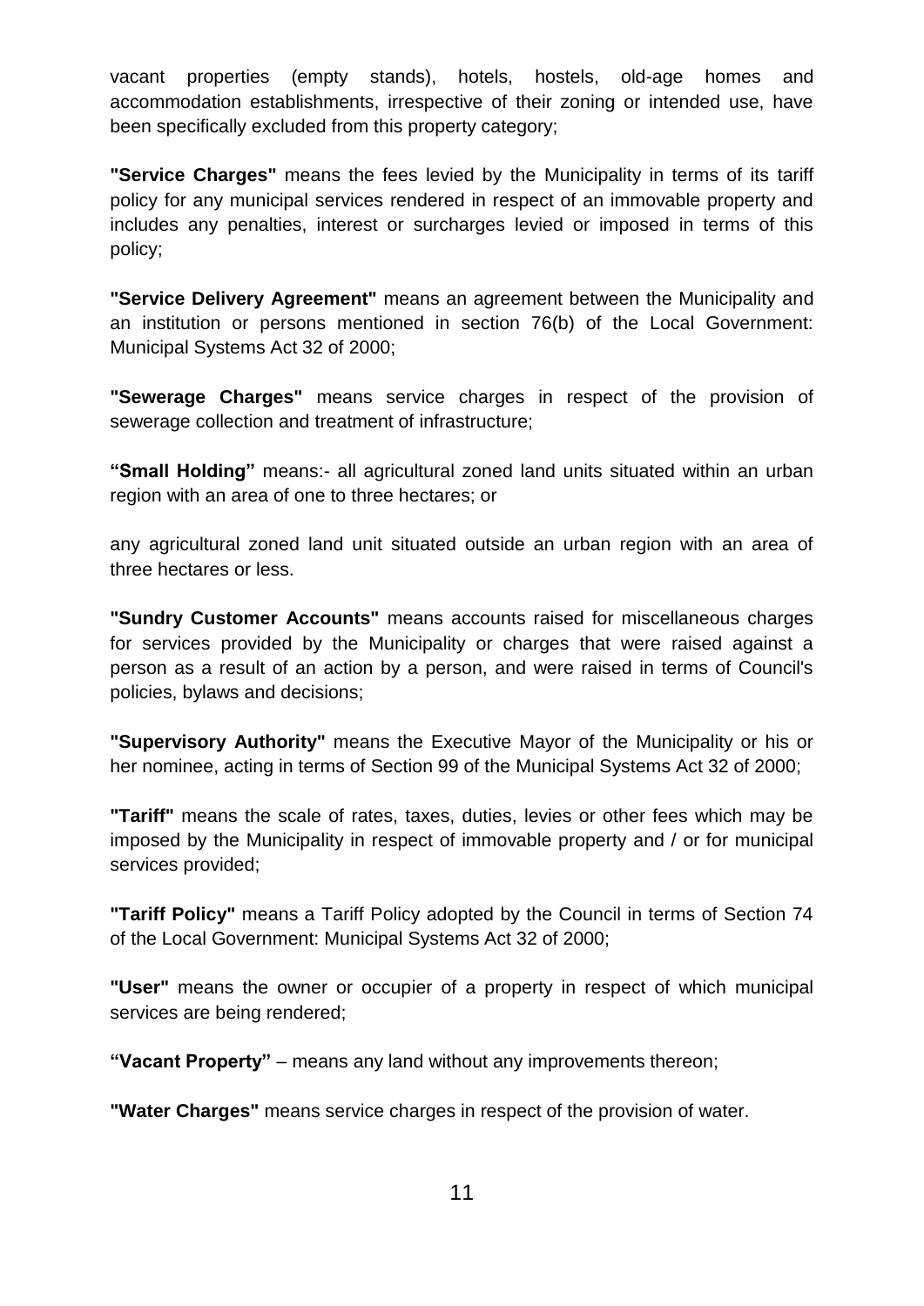vacant properties (empty stands), hotels, hostels, old-age homes and accommodation establishments, irrespective of their zoning or intended use, have been specifically excluded from this property category;

**"Service Charges"** means the fees levied by the Municipality in terms of its tariff policy for any municipal services rendered in respect of an immovable property and includes any penalties, interest or surcharges levied or imposed in terms of this policy;

**"Service Delivery Agreement"** means an agreement between the Municipality and an institution or persons mentioned in section 76(b) of the Local Government: Municipal Systems Act 32 of 2000;

**"Sewerage Charges"** means service charges in respect of the provision of sewerage collection and treatment of infrastructure;

**"Small Holding"** means:- all agricultural zoned land units situated within an urban region with an area of one to three hectares; or

any agricultural zoned land unit situated outside an urban region with an area of three hectares or less.

**"Sundry Customer Accounts"** means accounts raised for miscellaneous charges for services provided by the Municipality or charges that were raised against a person as a result of an action by a person, and were raised in terms of Council's policies, bylaws and decisions;

**"Supervisory Authority"** means the Executive Mayor of the Municipality or his or her nominee, acting in terms of Section 99 of the Municipal Systems Act 32 of 2000;

**"Tariff"** means the scale of rates, taxes, duties, levies or other fees which may be imposed by the Municipality in respect of immovable property and / or for municipal services provided;

**"Tariff Policy"** means a Tariff Policy adopted by the Council in terms of Section 74 of the Local Government: Municipal Systems Act 32 of 2000;

**"User"** means the owner or occupier of a property in respect of which municipal services are being rendered;

**"Vacant Property"** – means any land without any improvements thereon;

**"Water Charges"** means service charges in respect of the provision of water.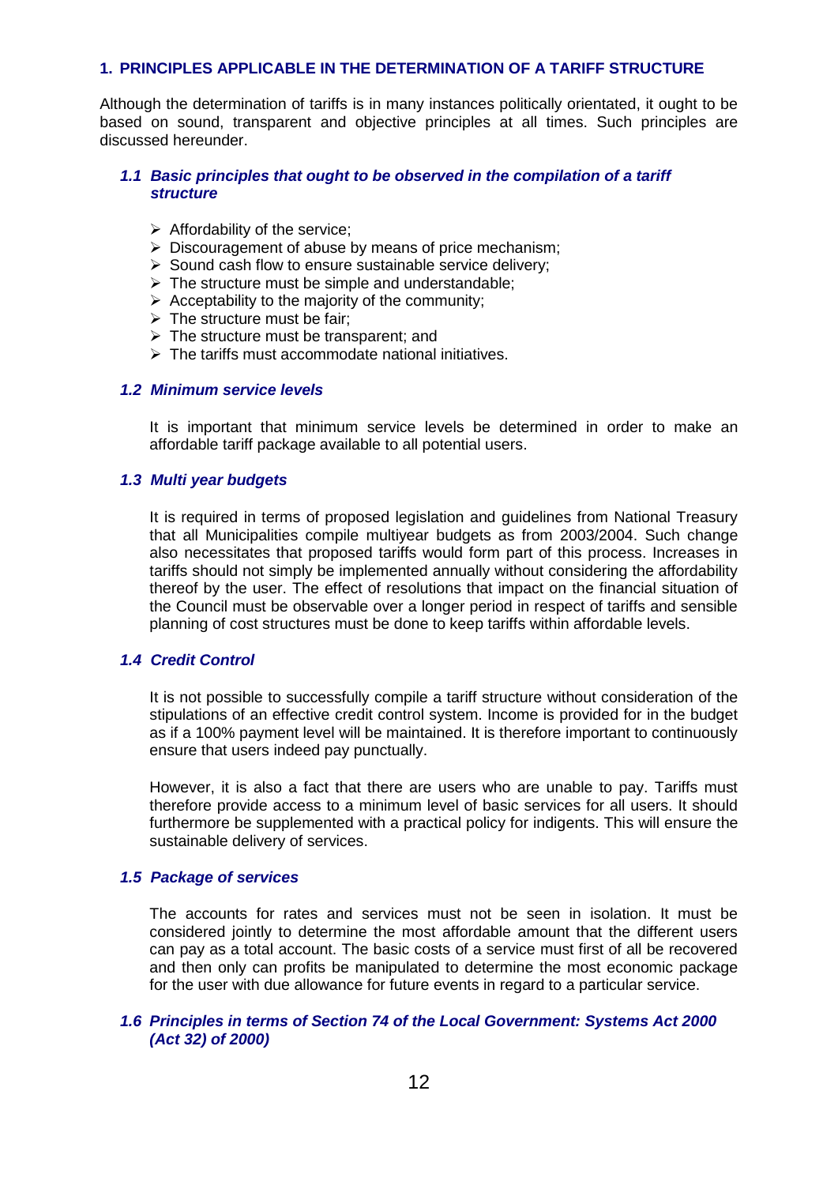## 1. PRINCIPLES APPLICABLE IN THE DETERMINATION OF A TARIFF STRUCTURE

Although the determination of tariffs is in many instances politically orientated, it ought to be based on sound, transparent and objective principles at all times. Such principles are discussed hereunder.

### *1.1 Basic principles that ought to be observed in the compilation of a tariff structure*

- Affordability of the service;
- Discouragement of abuse by means of price mechanism;
- Sound cash flow to ensure sustainable service delivery;
- The structure must be simple and understandable;
- Acceptability to the majority of the community;
- The structure must be fair;
- The structure must be transparent; and
- The tariffs must accommodate national initiatives.

### *1.2 Minimum service levels*

It is important that minimum service levels be determined in order to make an affordable tariff package available to all potential users.

### *1.3 Multi year budgets*

It is required in terms of proposed legislation and guidelines from National Treasury that all Municipalities compile multiyear budgets as from 2003/2004. Such change also necessitates that proposed tariffs would form part of this process. Increases in tariffs should not simply be implemented annually without considering the affordability thereof by the user. The effect of resolutions that impact on the financial situation of the Council must be observable over a longer period in respect of tariffs and sensible planning of cost structures must be done to keep tariffs within affordable levels.

### *1.4 Credit Control*

It is not possible to successfully compile a tariff structure without consideration of the stipulations of an effective credit control system. Income is provided for in the budget as if a 100% payment level will be maintained. It is therefore important to continuously ensure that users indeed pay punctually.

However, it is also a fact that there are users who are unable to pay. Tariffs must therefore provide access to a minimum level of basic services for all users. It should furthermore be supplemented with a practical policy for indigents. This will ensure the sustainable delivery of services.

### *1.5 Package of services*

The accounts for rates and services must not be seen in isolation. It must be considered jointly to determine the most affordable amount that the different users can pay as a total account. The basic costs of a service must first of all be recovered and then only can profits be manipulated to determine the most economic package for the user with due allowance for future events in regard to a particular service.

### *1.6 Principles in terms of Section 74 of the Local Government: Systems Act 2000 (Act 32) of 2000)*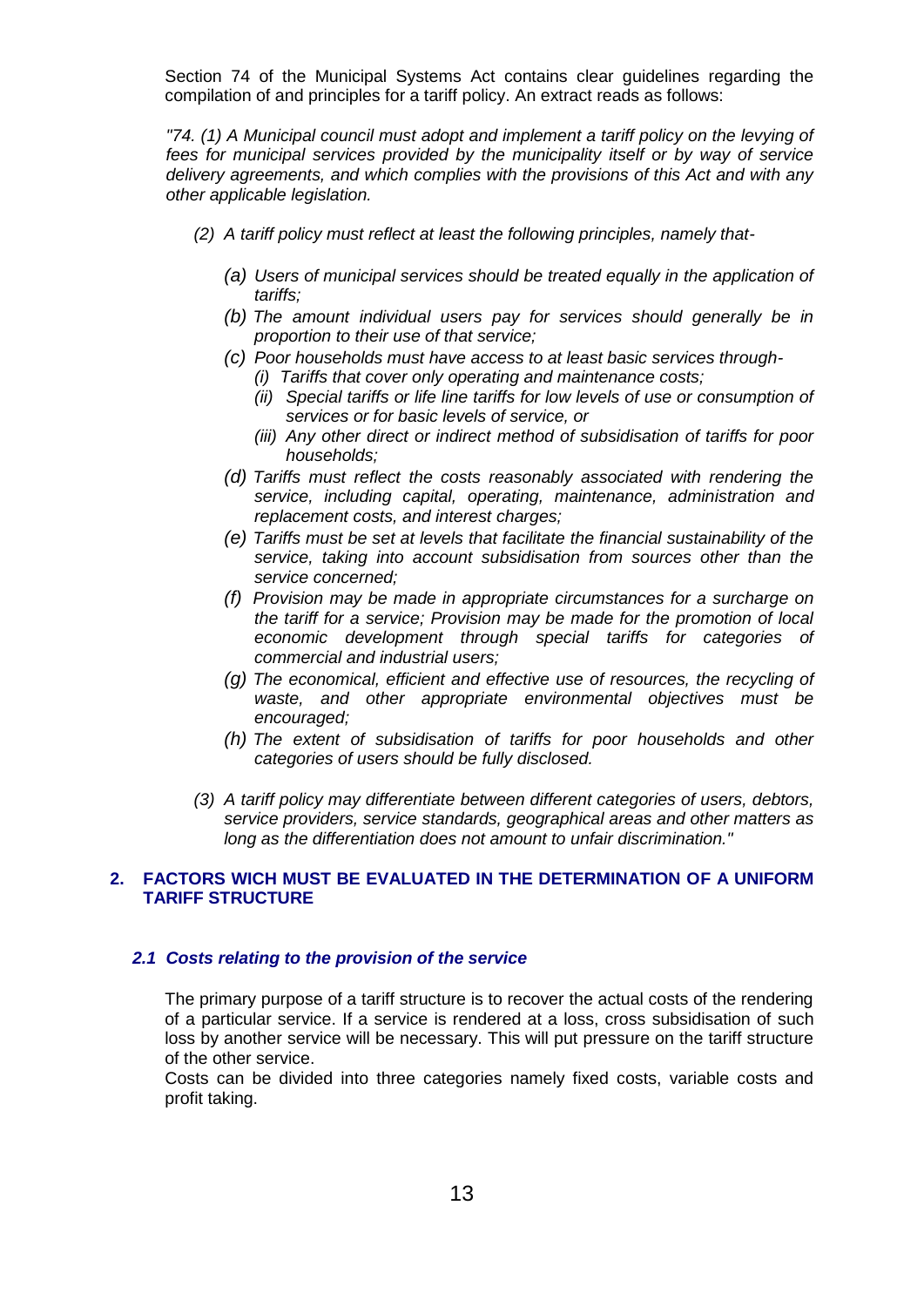Section 74 of the Municipal Systems Act contains clear guidelines regarding the compilation of and principles for a tariff policy. An extract reads as follows:

*"74. (1) A Municipal council must adopt and implement a tariff policy on the levying of fees for municipal services provided by the municipality itself or by way of service delivery agreements, and which complies with the provisions of this Act and with any other applicable legislation.*

*(2) A tariff policy must reflect at least the following principles, namely that-*

*(a) Users of municipal services should be treated equally in the application of tariffs;*

*(b) The amount individual users pay for services should generally be in proportion to their use of that service;*

*(c) Poor households must have access to at least basic services through-*

*(i) Tariffs that cover only operating and maintenance costs;*

*(ii) Special tariffs or life line tariffs for low levels of use or consumption of services or for basic levels of service, or*

*(iii) Any other direct or indirect method of subsidisation of tariffs for poor households;*

*(d) Tariffs must reflect the costs reasonably associated with rendering the service, including capital, operating, maintenance, administration and replacement costs, and interest charges;*

*(e) Tariffs must be set at levels that facilitate the financial sustainability of the service, taking into account subsidisation from sources other than the service concerned;*

*(f) Provision may be made in appropriate circumstances for a surcharge on the tariff for a service; Provision may be made for the promotion of local economic development through special tariffs for categories of commercial and industrial users;*

*(g) The economical, efficient and effective use of resources, the recycling of waste, and other appropriate environmental objectives must be encouraged;*

*(h) The extent of subsidisation of tariffs for poor households and other categories of users should be fully disclosed.*

*(3) A tariff policy may differentiate between different categories of users, debtors, service providers, service standards, geographical areas and other matters as long as the differentiation does not amount to unfair discrimination."*

## 2. FACTORS WICH MUST BE EVALUATED IN THE DETERMINATION OF A UNIFORM TARIFF STRUCTURE

### *2.1 Costs relating to the provision of the service*

The primary purpose of a tariff structure is to recover the actual costs of the rendering of a particular service. If a service is rendered at a loss, cross subsidisation of such loss by another service will be necessary. This will put pressure on the tariff structure of the other service.

Costs can be divided into three categories namely fixed costs, variable costs and profit taking.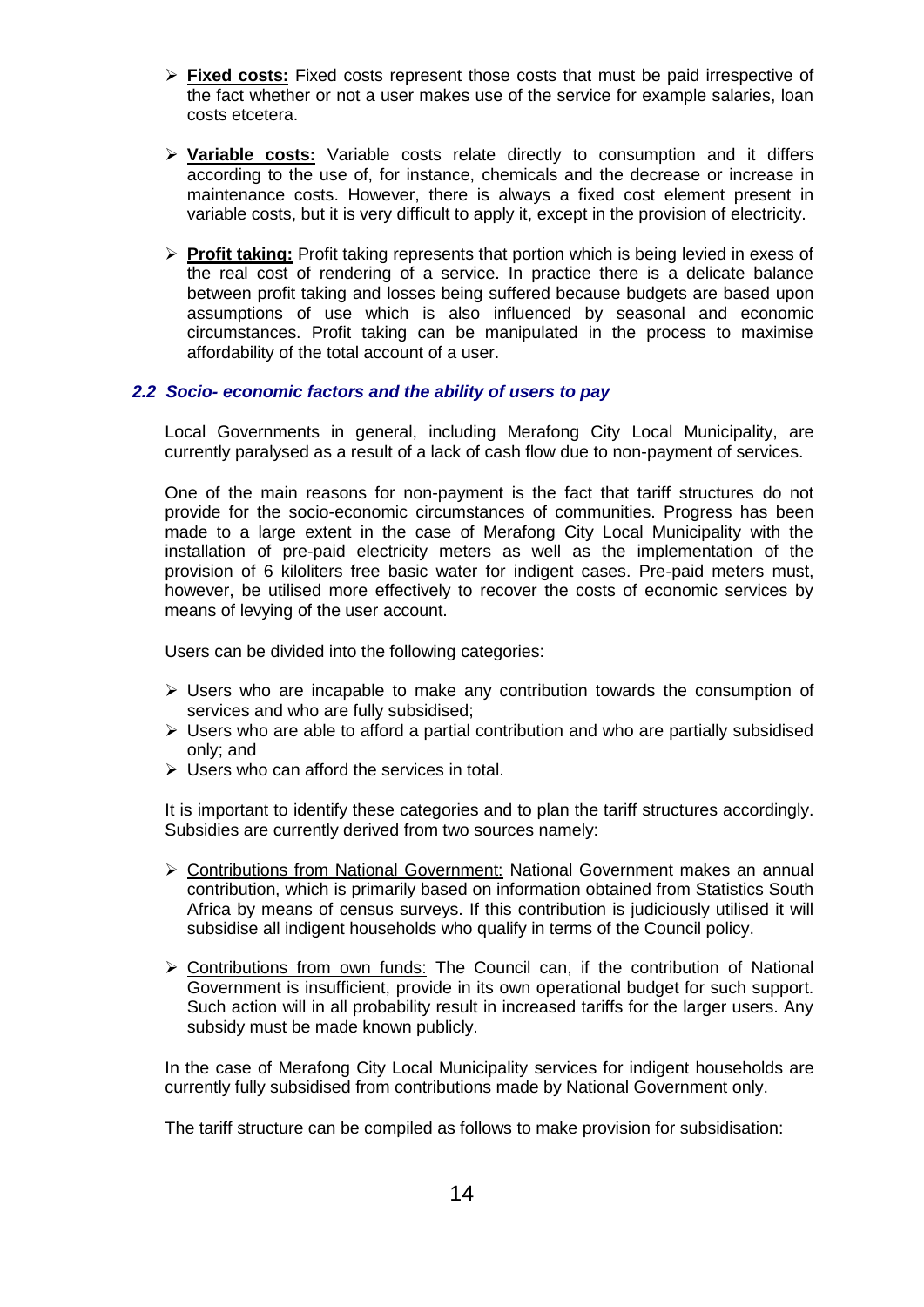- **Fixed costs:** Fixed costs represent those costs that must be paid irrespective of the fact whether or not a user makes use of the service for example salaries, loan costs etcetera.

- **Variable costs:** Variable costs relate directly to consumption and it differs according to the use of, for instance, chemicals and the decrease or increase in maintenance costs. However, there is always a fixed cost element present in variable costs, but it is very difficult to apply it, except in the provision of electricity.

- **Profit taking:** Profit taking represents that portion which is being levied in exess of the real cost of rendering of a service. In practice there is a delicate balance between profit taking and losses being suffered because budgets are based upon assumptions of use which is also influenced by seasonal and economic circumstances. Profit taking can be manipulated in the process to maximise affordability of the total account of a user.

### *2.2 Socio- economic factors and the ability of users to pay*

Local Governments in general, including Merafong City Local Municipality, are currently paralysed as a result of a lack of cash flow due to non-payment of services.

One of the main reasons for non-payment is the fact that tariff structures do not provide for the socio-economic circumstances of communities. Progress has been made to a large extent in the case of Merafong City Local Municipality with the installation of pre-paid electricity meters as well as the implementation of the provision of 6 kiloliters free basic water for indigent cases. Pre-paid meters must, however, be utilised more effectively to recover the costs of economic services by means of levying of the user account.

Users can be divided into the following categories:

- Users who are incapable to make any contribution towards the consumption of services and who are fully subsidised;
- Users who are able to afford a partial contribution and who are partially subsidised only; and
- Users who can afford the services in total.

It is important to identify these categories and to plan the tariff structures accordingly. Subsidies are currently derived from two sources namely:

- Contributions from National Government: National Government makes an annual contribution, which is primarily based on information obtained from Statistics South Africa by means of census surveys. If this contribution is judiciously utilised it will subsidise all indigent households who qualify in terms of the Council policy.

- Contributions from own funds: The Council can, if the contribution of National Government is insufficient, provide in its own operational budget for such support. Such action will in all probability result in increased tariffs for the larger users. Any subsidy must be made known publicly.

In the case of Merafong City Local Municipality services for indigent households are currently fully subsidised from contributions made by National Government only.

The tariff structure can be compiled as follows to make provision for subsidisation: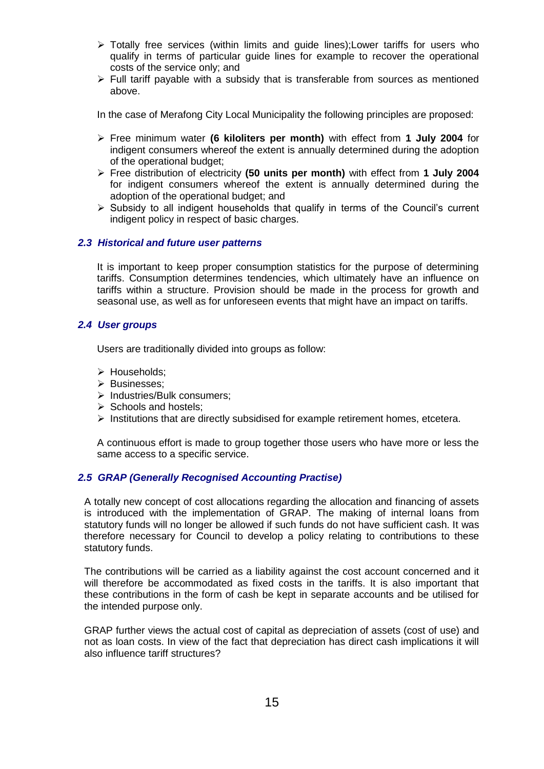- Totally free services (within limits and guide lines);Lower tariffs for users who qualify in terms of particular guide lines for example to recover the operational costs of the service only; and
- Full tariff payable with a subsidy that is transferable from sources as mentioned above.

In the case of Merafong City Local Municipality the following principles are proposed:

- Free minimum water **(6 kiloliters per month)** with effect from **1 July 2004** for indigent consumers whereof the extent is annually determined during the adoption of the operational budget;
- Free distribution of electricity **(50 units per month)** with effect from **1 July 2004** for indigent consumers whereof the extent is annually determined during the adoption of the operational budget; and
- Subsidy to all indigent households that qualify in terms of the Council's current indigent policy in respect of basic charges.

### *2.3 Historical and future user patterns*

It is important to keep proper consumption statistics for the purpose of determining tariffs. Consumption determines tendencies, which ultimately have an influence on tariffs within a structure. Provision should be made in the process for growth and seasonal use, as well as for unforeseen events that might have an impact on tariffs.

### *2.4 User groups*

Users are traditionally divided into groups as follow:

- Households;
- Businesses;
- Industries/Bulk consumers;
- Schools and hostels;
- Institutions that are directly subsidised for example retirement homes, etcetera.

A continuous effort is made to group together those users who have more or less the same access to a specific service.

### *2.5 GRAP (Generally Recognised Accounting Practise)*

A totally new concept of cost allocations regarding the allocation and financing of assets is introduced with the implementation of GRAP. The making of internal loans from statutory funds will no longer be allowed if such funds do not have sufficient cash. It was therefore necessary for Council to develop a policy relating to contributions to these statutory funds.

The contributions will be carried as a liability against the cost account concerned and it will therefore be accommodated as fixed costs in the tariffs. It is also important that these contributions in the form of cash be kept in separate accounts and be utilised for the intended purpose only.

GRAP further views the actual cost of capital as depreciation of assets (cost of use) and not as loan costs. In view of the fact that depreciation has direct cash implications it will also influence tariff structures?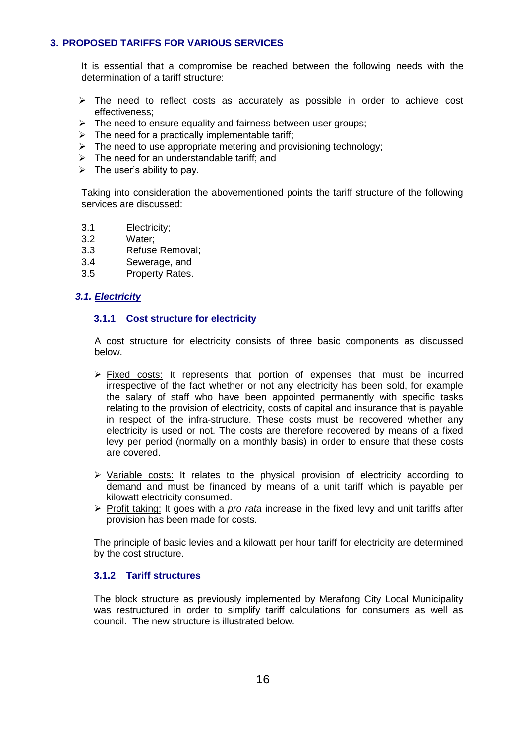## 3. PROPOSED TARIFFS FOR VARIOUS SERVICES

It is essential that a compromise be reached between the following needs with the determination of a tariff structure:

- The need to reflect costs as accurately as possible in order to achieve cost effectiveness;
- The need to ensure equality and fairness between user groups;
- The need for a practically implementable tariff;
- The need to use appropriate metering and provisioning technology;
- The need for an understandable tariff; and
- The user's ability to pay.

Taking into consideration the abovementioned points the tariff structure of the following services are discussed:

3.1 Electricity;
3.2 Water;
3.3 Refuse Removal;
3.4 Sewerage, and
3.5 Property Rates.

### *3.1. Electricity*

#### 3.1.1 Cost structure for electricity

A cost structure for electricity consists of three basic components as discussed below.

- Fixed costs: It represents that portion of expenses that must be incurred irrespective of the fact whether or not any electricity has been sold, for example the salary of staff who have been appointed permanently with specific tasks relating to the provision of electricity, costs of capital and insurance that is payable in respect of the infra-structure. These costs must be recovered whether any electricity is used or not. The costs are therefore recovered by means of a fixed levy per period (normally on a monthly basis) in order to ensure that these costs are covered.

- Variable costs: It relates to the physical provision of electricity according to demand and must be financed by means of a unit tariff which is payable per kilowatt electricity consumed.
- Profit taking: It goes with a *pro rata* increase in the fixed levy and unit tariffs after provision has been made for costs.

The principle of basic levies and a kilowatt per hour tariff for electricity are determined by the cost structure.

#### 3.1.2 Tariff structures

The block structure as previously implemented by Merafong City Local Municipality was restructured in order to simplify tariff calculations for consumers as well as council. The new structure is illustrated below.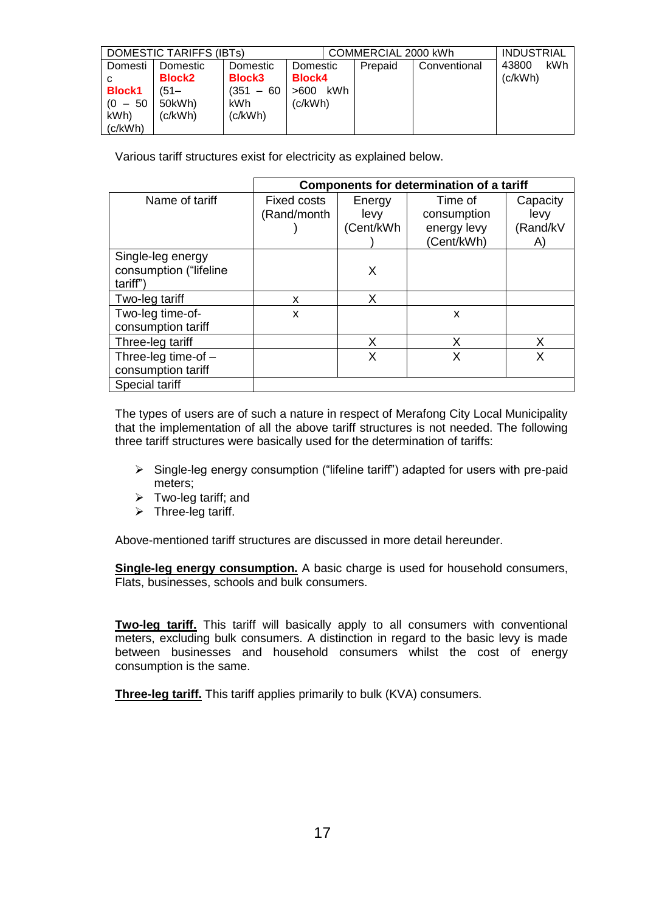| DOMESTIC TARIFFS (IBTs) | | | | COMMERCIAL 2000 kWh | | INDUSTRIAL |
|---|---|---|---|---|---|---|
| Domestic **Block1** (0 – 50 kWh) (c/kWh) | Domestic **Block2** (51– 50kWh) (c/kWh) | Domestic **Block3** (351 – 60 kWh (c/kWh) | Domestic **Block4** >600 kWh (c/kWh) | Prepaid | Conventional | 43800 kWh (c/kWh) |

Various tariff structures exist for electricity as explained below.

| | **Components for determination of a tariff** | | | |
|---|---|---|---|---|
| Name of tariff | Fixed costs (Rand/month) | Energy levy (Cent/kWh) | Time of consumption energy levy (Cent/kWh) | Capacity levy (Rand/kVA) |
| Single-leg energy consumption ("lifeline tariff") | | X | | |
| Two-leg tariff | x | X | | |
| Two-leg time-of-consumption tariff | x | | x | |
| Three-leg tariff | | X | X | X |
| Three-leg time-of – consumption tariff | | X | X | X |
| Special tariff | | | | |

The types of users are of such a nature in respect of Merafong City Local Municipality that the implementation of all the above tariff structures is not needed. The following three tariff structures were basically used for the determination of tariffs:

- Single-leg energy consumption ("lifeline tariff") adapted for users with pre-paid meters;
- Two-leg tariff; and
- Three-leg tariff.

Above-mentioned tariff structures are discussed in more detail hereunder.

**Single-leg energy consumption.** A basic charge is used for household consumers, Flats, businesses, schools and bulk consumers.

**Two-leg tariff.** This tariff will basically apply to all consumers with conventional meters, excluding bulk consumers. A distinction in regard to the basic levy is made between businesses and household consumers whilst the cost of energy consumption is the same.

**Three-leg tariff.** This tariff applies primarily to bulk (KVA) consumers.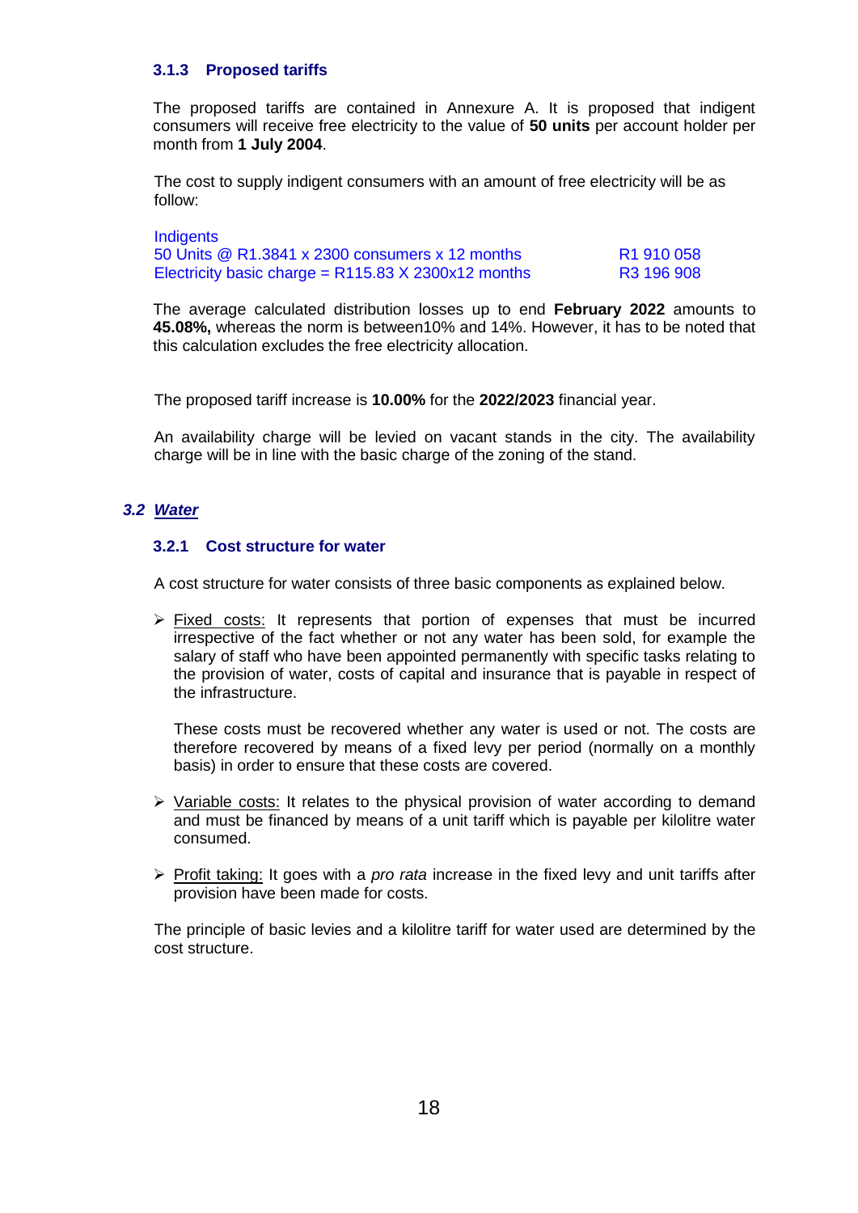#### 3.1.3 Proposed tariffs

The proposed tariffs are contained in Annexure A. It is proposed that indigent consumers will receive free electricity to the value of **50 units** per account holder per month from **1 July 2004**.

The cost to supply indigent consumers with an amount of free electricity will be as follow:

| Indigents | |
|---|---|
| 50 Units @ R1.3841 x 2300 consumers x 12 months | R1 910 058 |
| Electricity basic charge = R115.83 X 2300x12 months | R3 196 908 |

The average calculated distribution losses up to end **February 2022** amounts to **45.08%,** whereas the norm is between10% and 14%. However, it has to be noted that this calculation excludes the free electricity allocation.

The proposed tariff increase is **10.00%** for the **2022/2023** financial year.

An availability charge will be levied on vacant stands in the city. The availability charge will be in line with the basic charge of the zoning of the stand.

### *3.2 Water*

#### 3.2.1 Cost structure for water

A cost structure for water consists of three basic components as explained below.

- Fixed costs: It represents that portion of expenses that must be incurred irrespective of the fact whether or not any water has been sold, for example the salary of staff who have been appointed permanently with specific tasks relating to the provision of water, costs of capital and insurance that is payable in respect of the infrastructure.

  These costs must be recovered whether any water is used or not. The costs are therefore recovered by means of a fixed levy per period (normally on a monthly basis) in order to ensure that these costs are covered.

- Variable costs: It relates to the physical provision of water according to demand and must be financed by means of a unit tariff which is payable per kilolitre water consumed.

- Profit taking: It goes with a *pro rata* increase in the fixed levy and unit tariffs after provision have been made for costs.

The principle of basic levies and a kilolitre tariff for water used are determined by the cost structure.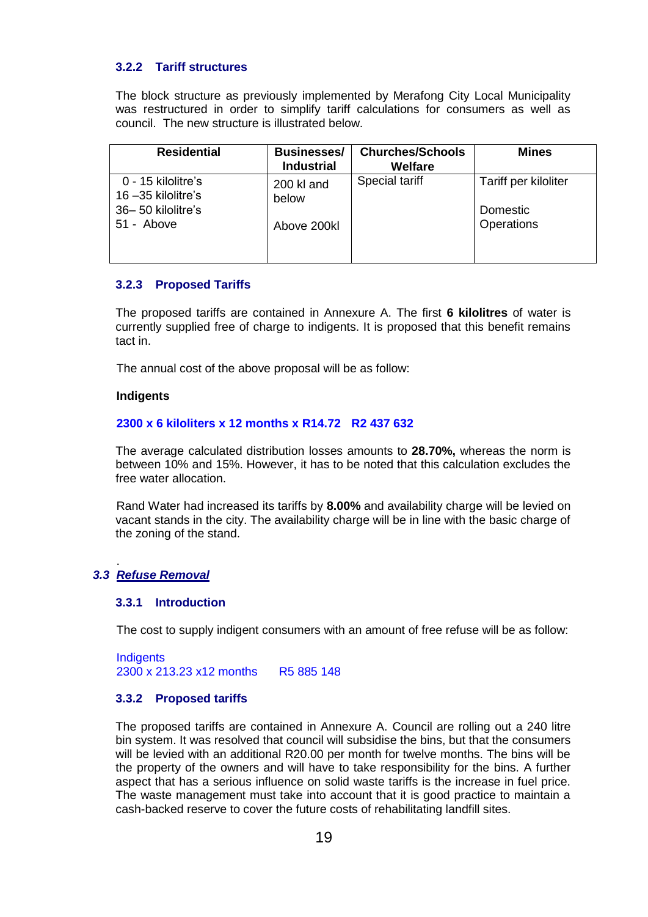### 3.2.2 Tariff structures

The block structure as previously implemented by Merafong City Local Municipality was restructured in order to simplify tariff calculations for consumers as well as council. The new structure is illustrated below.

| Residential | Businesses/ Industrial | Churches/Schools Welfare | Mines |
|---|---|---|---|
| 0 - 15 kilolitre's<br>16 –35 kilolitre's<br>36– 50 kilolitre's<br>51 - Above | 200 kl and below<br><br>Above 200kl | Special tariff | Tariff per kiloliter<br><br>Domestic<br>Operations |

### 3.2.3 Proposed Tariffs

The proposed tariffs are contained in Annexure A. The first **6 kilolitres** of water is currently supplied free of charge to indigents. It is proposed that this benefit remains tact in.

The annual cost of the above proposal will be as follow:

**Indigents**

**2300 x 6 kiloliters x 12 months x R14.72 R2 437 632**

The average calculated distribution losses amounts to **28.70%,** whereas the norm is between 10% and 15%. However, it has to be noted that this calculation excludes the free water allocation.

Rand Water had increased its tariffs by **8.00%** and availability charge will be levied on vacant stands in the city. The availability charge will be in line with the basic charge of the zoning of the stand.

## *3.3 Refuse Removal*

### 3.3.1 Introduction

The cost to supply indigent consumers with an amount of free refuse will be as follow:

Indigents
2300 x 213.23 x12 months R5 885 148

### 3.3.2 Proposed tariffs

The proposed tariffs are contained in Annexure A. Council are rolling out a 240 litre bin system. It was resolved that council will subsidise the bins, but that the consumers will be levied with an additional R20.00 per month for twelve months. The bins will be the property of the owners and will have to take responsibility for the bins. A further aspect that has a serious influence on solid waste tariffs is the increase in fuel price. The waste management must take into account that it is good practice to maintain a cash-backed reserve to cover the future costs of rehabilitating landfill sites.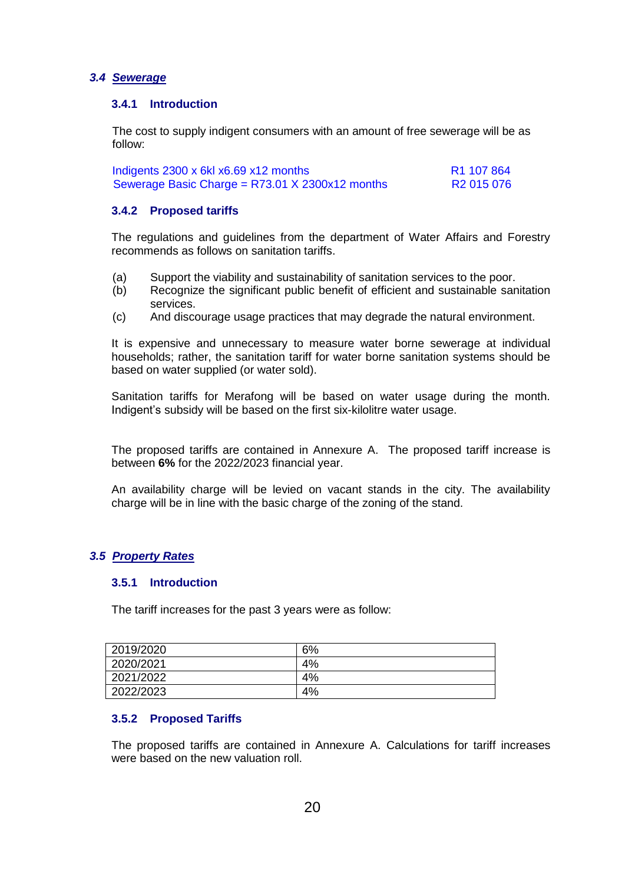### *3.4 Sewerage*

#### 3.4.1 Introduction

The cost to supply indigent consumers with an amount of free sewerage will be as follow:

| | |
|---|---|
| Indigents 2300 x 6kl x6.69 x12 months | R1 107 864 |
| Sewerage Basic Charge = R73.01 X 2300x12 months | R2 015 076 |

#### 3.4.2 Proposed tariffs

The regulations and guidelines from the department of Water Affairs and Forestry recommends as follows on sanitation tariffs.

(a) Support the viability and sustainability of sanitation services to the poor.
(b) Recognize the significant public benefit of efficient and sustainable sanitation services.
(c) And discourage usage practices that may degrade the natural environment.

It is expensive and unnecessary to measure water borne sewerage at individual households; rather, the sanitation tariff for water borne sanitation systems should be based on water supplied (or water sold).

Sanitation tariffs for Merafong will be based on water usage during the month. Indigent's subsidy will be based on the first six-kilolitre water usage.

The proposed tariffs are contained in Annexure A. The proposed tariff increase is between **6%** for the 2022/2023 financial year.

An availability charge will be levied on vacant stands in the city. The availability charge will be in line with the basic charge of the zoning of the stand.

### *3.5 Property Rates*

#### 3.5.1 Introduction

The tariff increases for the past 3 years were as follow:

| | |
|---|---|
| 2019/2020 | 6% |
| 2020/2021 | 4% |
| 2021/2022 | 4% |
| 2022/2023 | 4% |

#### 3.5.2 Proposed Tariffs

The proposed tariffs are contained in Annexure A. Calculations for tariff increases were based on the new valuation roll.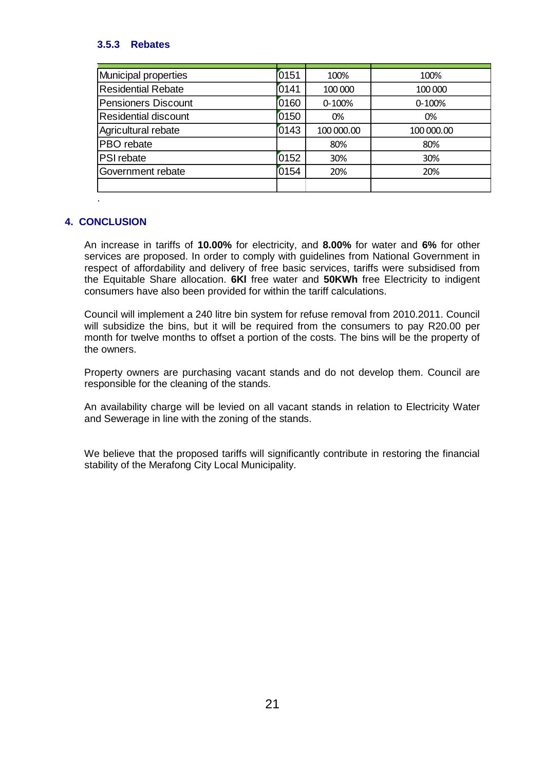### 3.5.3 Rebates

| | | | |
|---|---|---|---|
| Municipal properties | 0151 | 100% | 100% |
| Residential Rebate | 0141 | 100 000 | 100 000 |
| Pensioners Discount | 0160 | 0-100% | 0-100% |
| Residential discount | 0150 | 0% | 0% |
| Agricultural rebate | 0143 | 100 000.00 | 100 000.00 |
| PBO rebate | | 80% | 80% |
| PSI rebate | 0152 | 30% | 30% |
| Government rebate | 0154 | 20% | 20% |
| | | | |

.

## 4. CONCLUSION

An increase in tariffs of **10.00%** for electricity, and **8.00%** for water and **6%** for other services are proposed. In order to comply with guidelines from National Government in respect of affordability and delivery of free basic services, tariffs were subsidised from the Equitable Share allocation. **6Kl** free water and **50KWh** free Electricity to indigent consumers have also been provided for within the tariff calculations.

Council will implement a 240 litre bin system for refuse removal from 2010.2011. Council will subsidize the bins, but it will be required from the consumers to pay R20.00 per month for twelve months to offset a portion of the costs. The bins will be the property of the owners.

Property owners are purchasing vacant stands and do not develop them. Council are responsible for the cleaning of the stands.

An availability charge will be levied on all vacant stands in relation to Electricity Water and Sewerage in line with the zoning of the stands.

We believe that the proposed tariffs will significantly contribute in restoring the financial stability of the Merafong City Local Municipality.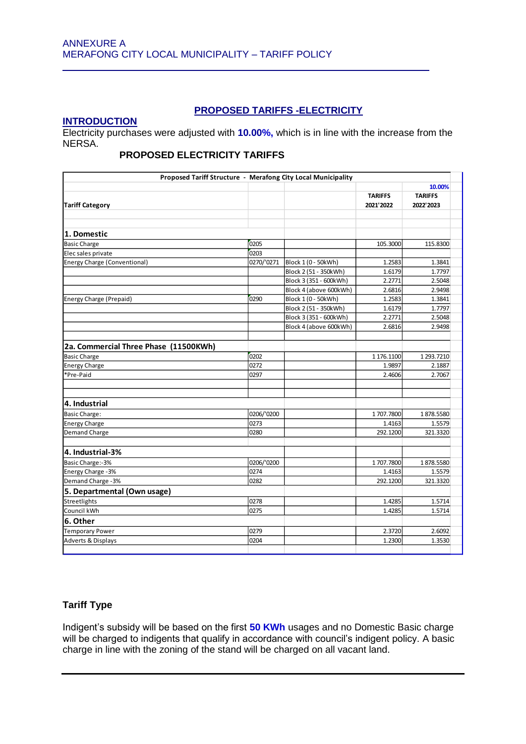ANNEXURE A
MERAFONG CITY LOCAL MUNICIPALITY – TARIFF POLICY

## PROPOSED TARIFFS -ELECTRICITY

### INTRODUCTION

Electricity purchases were adjusted with **10.00%,** which is in line with the increase from the NERSA.

### PROPOSED ELECTRICITY TARIFFS

| Proposed Tariff Structure - Merafong City Local Municipality | | | | |
|---|---|---|---|---|
| | | | | 10.00% |
| **Tariff Category** | | | **TARIFFS 2021'2022** | **TARIFFS 2022'2023** |
| **1. Domestic** | | | | |
| Basic Charge | 0205 | | 105.3000 | 115.8300 |
| Elec sales private | 0203 | | | |
| Energy Charge (Conventional) | 0270/'0271 | Block 1 (0 - 50kWh) | 1.2583 | 1.3841 |
| | | Block 2 (51 - 350kWh) | 1.6179 | 1.7797 |
| | | Block 3 (351 - 600kWh) | 2.2771 | 2.5048 |
| | | Block 4 (above 600kWh) | 2.6816 | 2.9498 |
| Energy Charge (Prepaid) | 0290 | Block 1 (0 - 50kWh) | 1.2583 | 1.3841 |
| | | Block 2 (51 - 350kWh) | 1.6179 | 1.7797 |
| | | Block 3 (351 - 600kWh) | 2.2771 | 2.5048 |
| | | Block 4 (above 600kWh) | 2.6816 | 2.9498 |
| **2a. Commercial Three Phase (11500KWh)** | | | | |
| Basic Charge | 0202 | | 1 176.1100 | 1 293.7210 |
| Energy Charge | 0272 | | 1.9897 | 2.1887 |
| *Pre-Paid | 0297 | | 2.4606 | 2.7067 |
| **4. Industrial** | | | | |
| Basic Charge: | 0206/'0200 | | 1 707.7800 | 1 878.5580 |
| Energy Charge | 0273 | | 1.4163 | 1.5579 |
| Demand Charge | 0280 | | 292.1200 | 321.3320 |
| **4. Industrial-3%** | | | | |
| Basic Charge:-3% | 0206/'0200 | | 1 707.7800 | 1 878.5580 |
| Energy Charge -3% | 0274 | | 1.4163 | 1.5579 |
| Demand Charge -3% | 0282 | | 292.1200 | 321.3320 |
| **5. Departmental (Own usage)** | | | | |
| Streetlights | 0278 | | 1.4285 | 1.5714 |
| Council kWh | 0275 | | 1.4285 | 1.5714 |
| **6. Other** | | | | |
| Temporary Power | 0279 | | 2.3720 | 2.6092 |
| Adverts & Displays | 0204 | | 1.2300 | 1.3530 |

### Tariff Type

Indigent's subsidy will be based on the first **50 KWh** usages and no Domestic Basic charge will be charged to indigents that qualify in accordance with council's indigent policy. A basic charge in line with the zoning of the stand will be charged on all vacant land.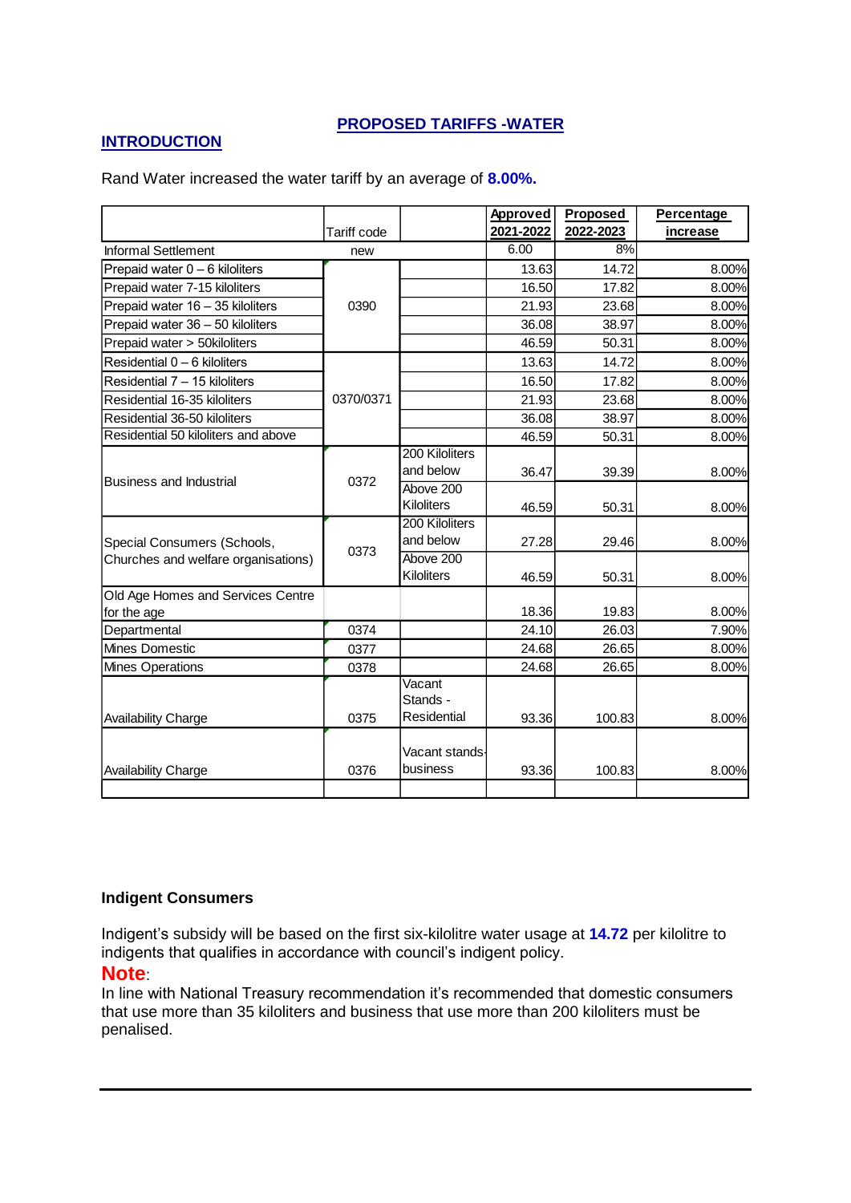## PROPOSED TARIFFS -WATER

## INTRODUCTION

Rand Water increased the water tariff by an average of **8.00%.**

| | Tariff code | | Approved 2021-2022 | Proposed 2022-2023 | Percentage increase |
|---|---|---|---|---|---|
| Informal Settlement | new | | 6.00 | 8% | |
| Prepaid water 0 – 6 kiloliters | 0390 | | 13.63 | 14.72 | 8.00% |
| Prepaid water 7-15 kiloliters | | | 16.50 | 17.82 | 8.00% |
| Prepaid water 16 – 35 kiloliters | | | 21.93 | 23.68 | 8.00% |
| Prepaid water 36 – 50 kiloliters | | | 36.08 | 38.97 | 8.00% |
| Prepaid water > 50kiloliters | | | 46.59 | 50.31 | 8.00% |
| Residential 0 – 6 kiloliters | 0370/0371 | | 13.63 | 14.72 | 8.00% |
| Residential 7 – 15 kiloliters | | | 16.50 | 17.82 | 8.00% |
| Residential 16-35 kiloliters | | | 21.93 | 23.68 | 8.00% |
| Residential 36-50 kiloliters | | | 36.08 | 38.97 | 8.00% |
| Residential 50 kiloliters and above | | | 46.59 | 50.31 | 8.00% |
| Business and Industrial | 0372 | 200 Kiloliters and below | 36.47 | 39.39 | 8.00% |
| | | Above 200 Kiloliters | 46.59 | 50.31 | 8.00% |
| Special Consumers (Schools, Churches and welfare organisations) | 0373 | 200 Kiloliters and below | 27.28 | 29.46 | 8.00% |
| | | Above 200 Kiloliters | 46.59 | 50.31 | 8.00% |
| Old Age Homes and Services Centre for the age | | | 18.36 | 19.83 | 8.00% |
| Departmental | 0374 | | 24.10 | 26.03 | 7.90% |
| Mines Domestic | 0377 | | 24.68 | 26.65 | 8.00% |
| Mines Operations | 0378 | | 24.68 | 26.65 | 8.00% |
| Availability Charge | 0375 | Vacant Stands - Residential | 93.36 | 100.83 | 8.00% |
| Availability Charge | 0376 | Vacant stands-business | 93.36 | 100.83 | 8.00% |
| | | | | | |

**Indigent Consumers**

Indigent's subsidy will be based on the first six-kilolitre water usage at **14.72** per kilolitre to indigents that qualifies in accordance with council's indigent policy.

**Note**:

In line with National Treasury recommendation it's recommended that domestic consumers that use more than 35 kiloliters and business that use more than 200 kiloliters must be penalised.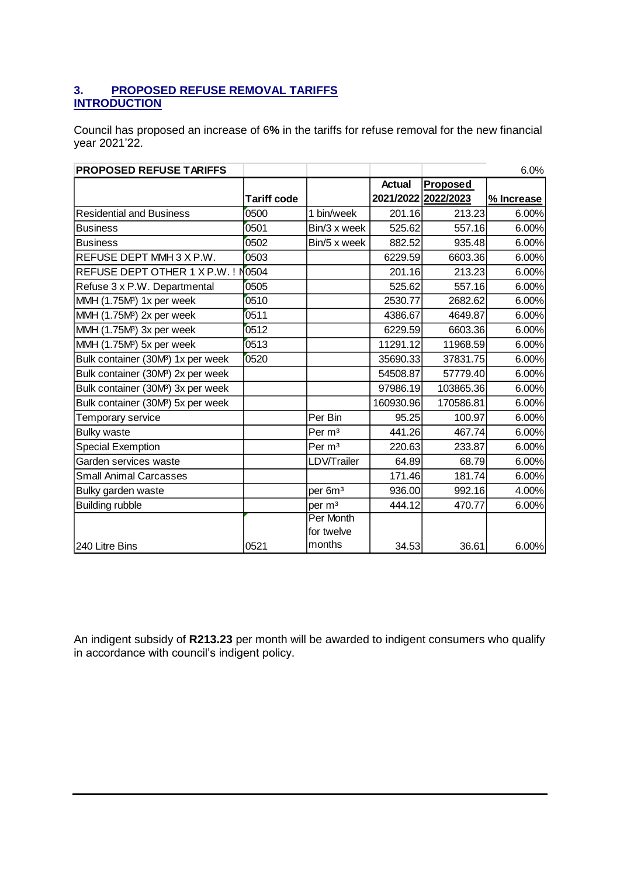## 3. PROPOSED REFUSE REMOVAL TARIFFS
## INTRODUCTION

Council has proposed an increase of 6**%** in the tariffs for refuse removal for the new financial year 2021'22.

| PROPOSED REFUSE TARIFFS | | | | | 6.0% |
|---|---|---|---|---|---|
| | Tariff code | | Actual 2021/2022 | Proposed 2022/2023 | % Increase |
| Residential and Business | 0500 | 1 bin/week | 201.16 | 213.23 | 6.00% |
| Business | 0501 | Bin/3 x week | 525.62 | 557.16 | 6.00% |
| Business | 0502 | Bin/5 x week | 882.52 | 935.48 | 6.00% |
| REFUSE DEPT MMH 3 X P.W. | 0503 | | 6229.59 | 6603.36 | 6.00% |
| REFUSE DEPT OTHER 1 X P.W. ! M | 0504 | | 201.16 | 213.23 | 6.00% |
| Refuse 3 x P.W. Departmental | 0505 | | 525.62 | 557.16 | 6.00% |
| MMH (1.75M³) 1x per week | 0510 | | 2530.77 | 2682.62 | 6.00% |
| MMH (1.75M³) 2x per week | 0511 | | 4386.67 | 4649.87 | 6.00% |
| MMH (1.75M³) 3x per week | 0512 | | 6229.59 | 6603.36 | 6.00% |
| MMH (1.75M³) 5x per week | 0513 | | 11291.12 | 11968.59 | 6.00% |
| Bulk container (30M³) 1x per week | 0520 | | 35690.33 | 37831.75 | 6.00% |
| Bulk container (30M³) 2x per week | | | 54508.87 | 57779.40 | 6.00% |
| Bulk container (30M³) 3x per week | | | 97986.19 | 103865.36 | 6.00% |
| Bulk container (30M³) 5x per week | | | 160930.96 | 170586.81 | 6.00% |
| Temporary service | | Per Bin | 95.25 | 100.97 | 6.00% |
| Bulky waste | | Per m³ | 441.26 | 467.74 | 6.00% |
| Special Exemption | | Per m³ | 220.63 | 233.87 | 6.00% |
| Garden services waste | | LDV/Trailer | 64.89 | 68.79 | 6.00% |
| Small Animal Carcasses | | | 171.46 | 181.74 | 6.00% |
| Bulky garden waste | | per 6m³ | 936.00 | 992.16 | 4.00% |
| Building rubble | | per m³ | 444.12 | 470.77 | 6.00% |
| 240 Litre Bins | 0521 | Per Month for twelve months | 34.53 | 36.61 | 6.00% |

An indigent subsidy of **R213.23** per month will be awarded to indigent consumers who qualify in accordance with council's indigent policy.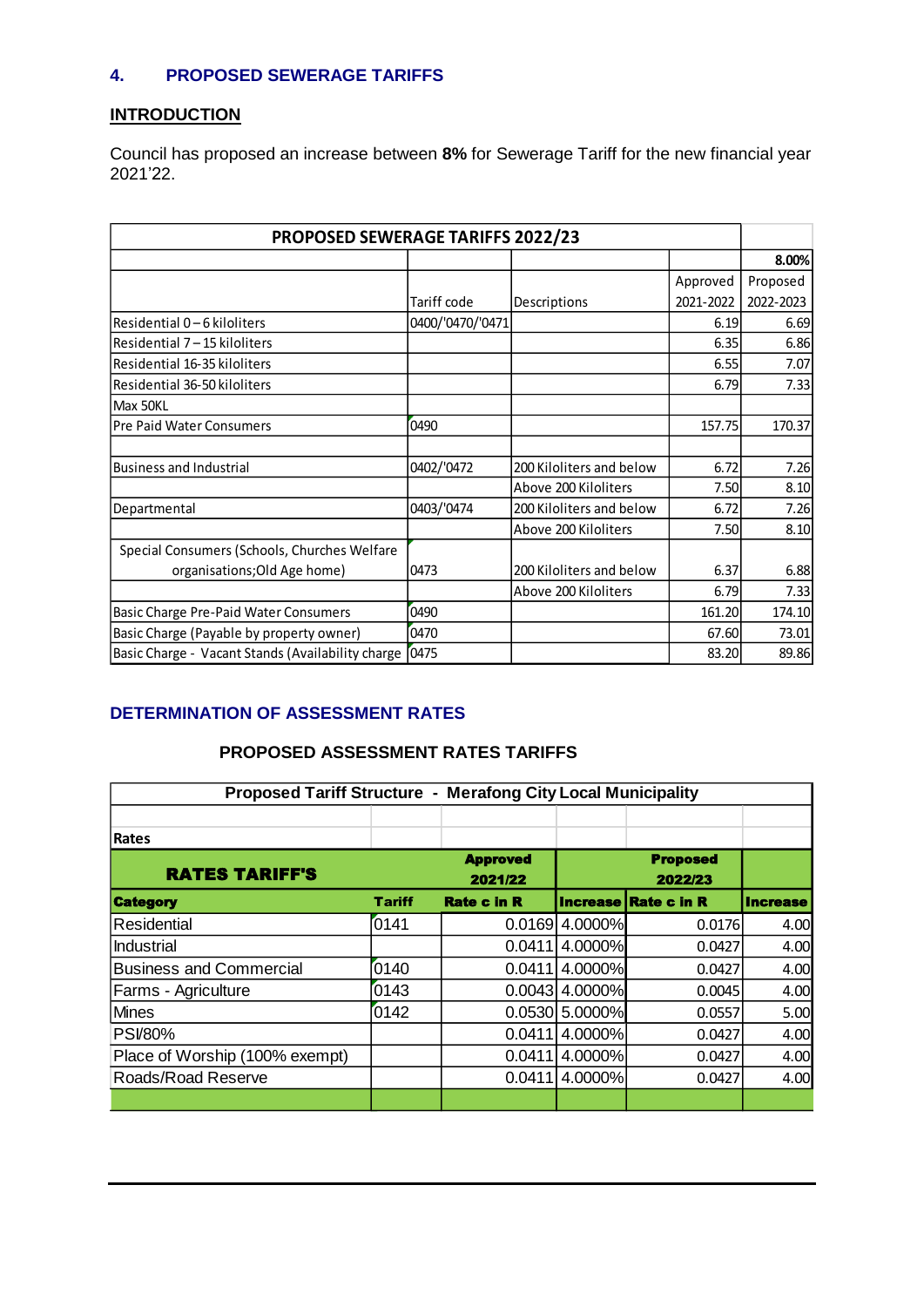## 4. PROPOSED SEWERAGE TARIFFS

### INTRODUCTION

Council has proposed an increase between **8%** for Sewerage Tariff for the new financial year 2021'22.

| PROPOSED SEWERAGE TARIFFS 2022/23 | | | | |
|---|---|---|---|---|
| | | | | 8.00% |
| | Tariff code | Descriptions | Approved 2021-2022 | Proposed 2022-2023 |
| Residential 0 – 6 kiloliters | 0400/'0470/'0471 | | 6.19 | 6.69 |
| Residential 7 – 15 kiloliters | | | 6.35 | 6.86 |
| Residential 16-35 kiloliters | | | 6.55 | 7.07 |
| Residential 36-50 kiloliters | | | 6.79 | 7.33 |
| Max 50KL | | | | |
| Pre Paid Water Consumers | 0490 | | 157.75 | 170.37 |
| | | | | |
| Business and Industrial | 0402/'0472 | 200 Kiloliters and below | 6.72 | 7.26 |
| | | Above 200 Kiloliters | 7.50 | 8.10 |
| Departmental | 0403/'0474 | 200 Kiloliters and below | 6.72 | 7.26 |
| | | Above 200 Kiloliters | 7.50 | 8.10 |
| Special Consumers (Schools, Churches Welfare organisations;Old Age home) | 0473 | 200 Kiloliters and below | 6.37 | 6.88 |
| | | Above 200 Kiloliters | 6.79 | 7.33 |
| Basic Charge Pre-Paid Water Consumers | 0490 | | 161.20 | 174.10 |
| Basic Charge (Payable by property owner) | 0470 | | 67.60 | 73.01 |
| Basic Charge - Vacant Stands (Availability charge | 0475 | | 83.20 | 89.86 |

## DETERMINATION OF ASSESSMENT RATES

### PROPOSED ASSESSMENT RATES TARIFFS

| Proposed Tariff Structure - Merafong City Local Municipality | | | | | |
|---|---|---|---|---|---|
| | | | | | |
| **Rates** | | | | | |
| **RATES TARIFF'S** | | **Approved 2021/22** | | **Proposed 2022/23** | |
| **Category** | **Tariff** | **Rate c in R** | **Increase** | **Rate c in R** | **Increase** |
| Residential | 0141 | 0.0169 | 4.0000% | 0.0176 | 4.00 |
| Industrial | | 0.0411 | 4.0000% | 0.0427 | 4.00 |
| Business and Commercial | 0140 | 0.0411 | 4.0000% | 0.0427 | 4.00 |
| Farms - Agriculture | 0143 | 0.0043 | 4.0000% | 0.0045 | 4.00 |
| Mines | 0142 | 0.0530 | 5.0000% | 0.0557 | 5.00 |
| PSI/80% | | 0.0411 | 4.0000% | 0.0427 | 4.00 |
| Place of Worship (100% exempt) | | 0.0411 | 4.0000% | 0.0427 | 4.00 |
| Roads/Road Reserve | | 0.0411 | 4.0000% | 0.0427 | 4.00 |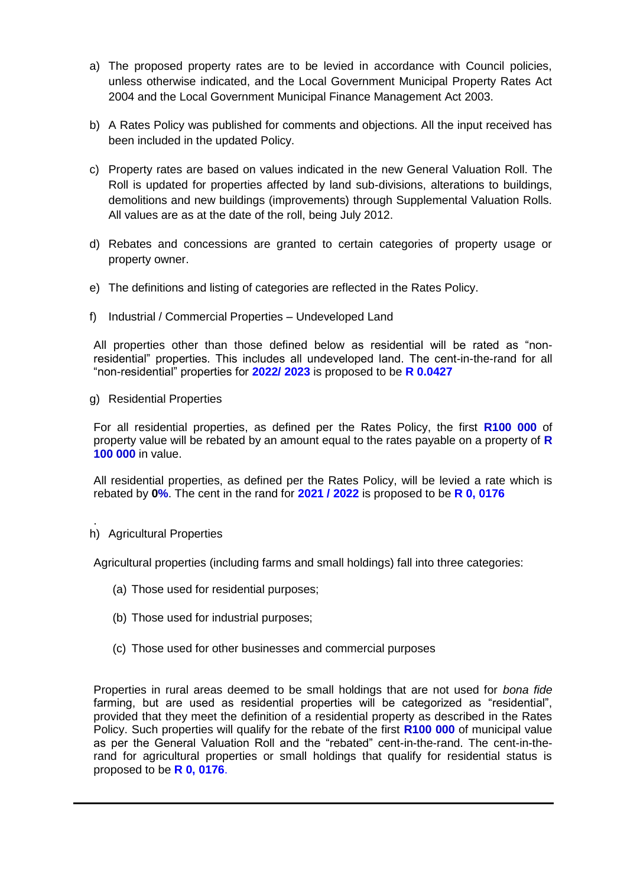a) The proposed property rates are to be levied in accordance with Council policies, unless otherwise indicated, and the Local Government Municipal Property Rates Act 2004 and the Local Government Municipal Finance Management Act 2003.

b) A Rates Policy was published for comments and objections. All the input received has been included in the updated Policy.

c) Property rates are based on values indicated in the new General Valuation Roll. The Roll is updated for properties affected by land sub-divisions, alterations to buildings, demolitions and new buildings (improvements) through Supplemental Valuation Rolls. All values are as at the date of the roll, being July 2012.

d) Rebates and concessions are granted to certain categories of property usage or property owner.

e) The definitions and listing of categories are reflected in the Rates Policy.

f) Industrial / Commercial Properties – Undeveloped Land

All properties other than those defined below as residential will be rated as "non-residential" properties. This includes all undeveloped land. The cent-in-the-rand for all "non-residential" properties for **2022/ 2023** is proposed to be **R 0.0427**

g) Residential Properties

For all residential properties, as defined per the Rates Policy, the first **R100 000** of property value will be rebated by an amount equal to the rates payable on a property of **R 100 000** in value.

All residential properties, as defined per the Rates Policy, will be levied a rate which is rebated by **0%**. The cent in the rand for **2021 / 2022** is proposed to be **R 0, 0176**

.

h) Agricultural Properties

Agricultural properties (including farms and small holdings) fall into three categories:

(a) Those used for residential purposes;

(b) Those used for industrial purposes;

(c) Those used for other businesses and commercial purposes

Properties in rural areas deemed to be small holdings that are not used for *bona fide* farming, but are used as residential properties will be categorized as "residential", provided that they meet the definition of a residential property as described in the Rates Policy. Such properties will qualify for the rebate of the first **R100 000** of municipal value as per the General Valuation Roll and the "rebated" cent-in-the-rand. The cent-in-the-rand for agricultural properties or small holdings that qualify for residential status is proposed to be **R 0, 0176**.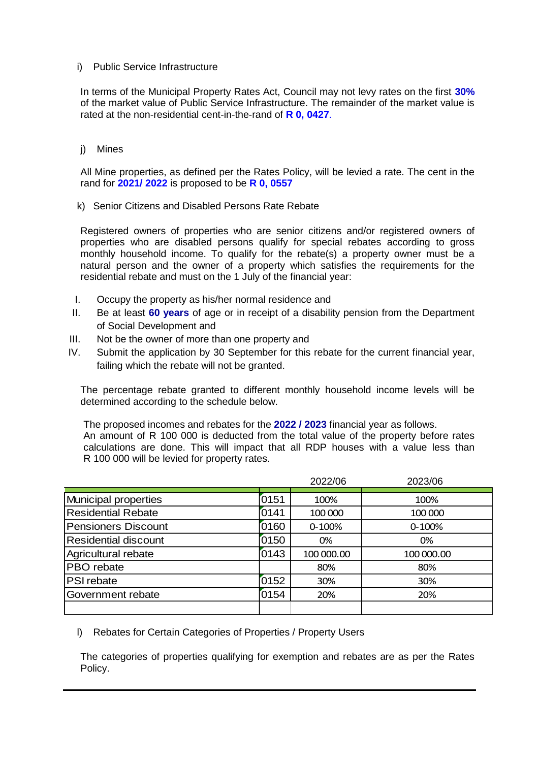i) Public Service Infrastructure

In terms of the Municipal Property Rates Act, Council may not levy rates on the first **30%** of the market value of Public Service Infrastructure. The remainder of the market value is rated at the non-residential cent-in-the-rand of **R 0, 0427**.

j) Mines

All Mine properties, as defined per the Rates Policy, will be levied a rate. The cent in the rand for **2021/ 2022** is proposed to be **R 0, 0557**

k) Senior Citizens and Disabled Persons Rate Rebate

Registered owners of properties who are senior citizens and/or registered owners of properties who are disabled persons qualify for special rebates according to gross monthly household income. To qualify for the rebate(s) a property owner must be a natural person and the owner of a property which satisfies the requirements for the residential rebate and must on the 1 July of the financial year:

I. Occupy the property as his/her normal residence and
II. Be at least **60 years** of age or in receipt of a disability pension from the Department of Social Development and
III. Not be the owner of more than one property and
IV. Submit the application by 30 September for this rebate for the current financial year, failing which the rebate will not be granted.

The percentage rebate granted to different monthly household income levels will be determined according to the schedule below.

The proposed incomes and rebates for the **2022 / 2023** financial year as follows.
An amount of R 100 000 is deducted from the total value of the property before rates calculations are done. This will impact that all RDP houses with a value less than R 100 000 will be levied for property rates.

| | | 2022/06 | 2023/06 |
|---|---|---|---|
| Municipal properties | 0151 | 100% | 100% |
| Residential Rebate | 0141 | 100 000 | 100 000 |
| Pensioners Discount | 0160 | 0-100% | 0-100% |
| Residential discount | 0150 | 0% | 0% |
| Agricultural rebate | 0143 | 100 000.00 | 100 000.00 |
| PBO rebate | | 80% | 80% |
| PSI rebate | 0152 | 30% | 30% |
| Government rebate | 0154 | 20% | 20% |
| | | | |

l) Rebates for Certain Categories of Properties / Property Users

The categories of properties qualifying for exemption and rebates are as per the Rates Policy.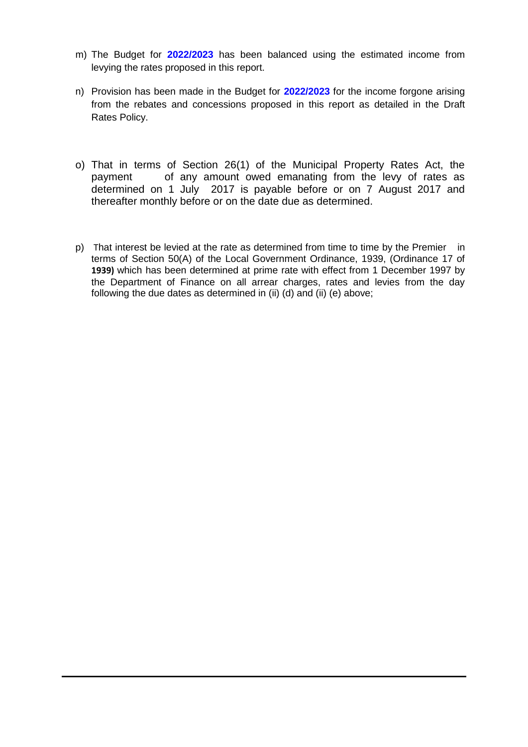m) The Budget for **2022/2023** has been balanced using the estimated income from levying the rates proposed in this report.

n) Provision has been made in the Budget for **2022/2023** for the income forgone arising from the rebates and concessions proposed in this report as detailed in the Draft Rates Policy.

o) That in terms of Section 26(1) of the Municipal Property Rates Act, the payment of any amount owed emanating from the levy of rates as determined on 1 July 2017 is payable before or on 7 August 2017 and thereafter monthly before or on the date due as determined.

p) That interest be levied at the rate as determined from time to time by the Premier in terms of Section 50(A) of the Local Government Ordinance, 1939, (Ordinance 17 of **1939)** which has been determined at prime rate with effect from 1 December 1997 by the Department of Finance on all arrear charges, rates and levies from the day following the due dates as determined in (ii) (d) and (ii) (e) above;